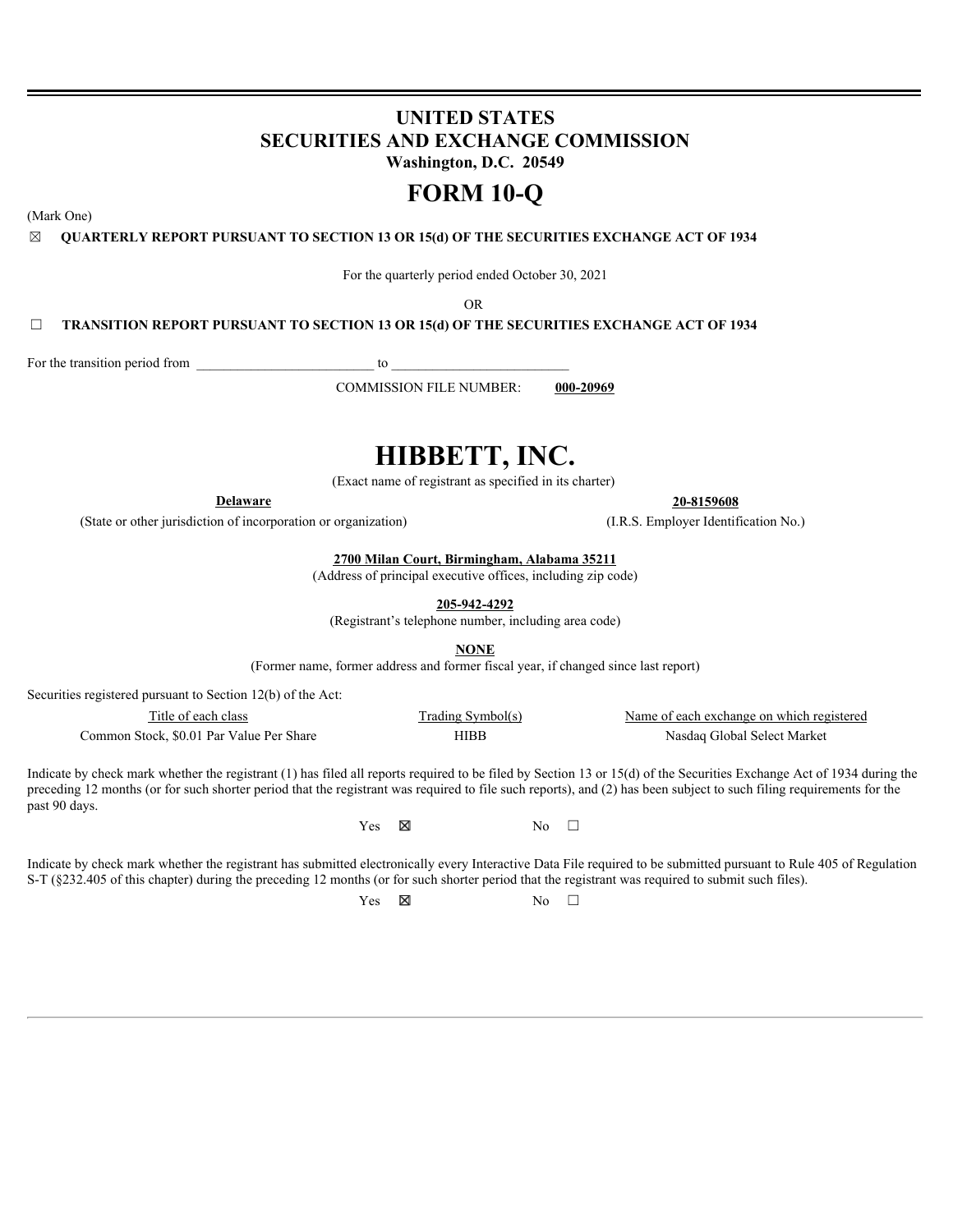# UNITED STATES
# SECURITIES AND EXCHANGE COMMISSION
**Washington, D.C. 20549**

# FORM 10-Q

(Mark One)

☒ **QUARTERLY REPORT PURSUANT TO SECTION 13 OR 15(d) OF THE SECURITIES EXCHANGE ACT OF 1934**

For the quarterly period ended October 30, 2021

OR

☐ **TRANSITION REPORT PURSUANT TO SECTION 13 OR 15(d) OF THE SECURITIES EXCHANGE ACT OF 1934**

For the transition period from \_\_\_\_\_\_\_\_\_\_\_\_\_\_\_\_\_\_\_\_\_\_\_\_\_\_ to \_\_\_\_\_\_\_\_\_\_\_\_\_\_\_\_\_\_\_\_\_\_\_\_\_\_

COMMISSION FILE NUMBER: **000-20969**

# HIBBETT, INC.

(Exact name of registrant as specified in its charter)

| **Delaware** | **20-8159608** |
|---|---|
| (State or other jurisdiction of incorporation or organization) | (I.R.S. Employer Identification No.) |

**2700 Milan Court, Birmingham, Alabama 35211**
(Address of principal executive offices, including zip code)

**205-942-4292**
(Registrant's telephone number, including area code)

**NONE**
(Former name, former address and former fiscal year, if changed since last report)

Securities registered pursuant to Section 12(b) of the Act:

| Title of each class | Trading Symbol(s) | Name of each exchange on which registered |
|---|---|---|
| Common Stock, $0.01 Par Value Per Share | HIBB | Nasdaq Global Select Market |

Indicate by check mark whether the registrant (1) has filed all reports required to be filed by Section 13 or 15(d) of the Securities Exchange Act of 1934 during the preceding 12 months (or for such shorter period that the registrant was required to file such reports), and (2) has been subject to such filing requirements for the past 90 days.

Yes ☒ No ☐

Indicate by check mark whether the registrant has submitted electronically every Interactive Data File required to be submitted pursuant to Rule 405 of Regulation S-T (§232.405 of this chapter) during the preceding 12 months (or for such shorter period that the registrant was required to submit such files).

Yes ☒ No ☐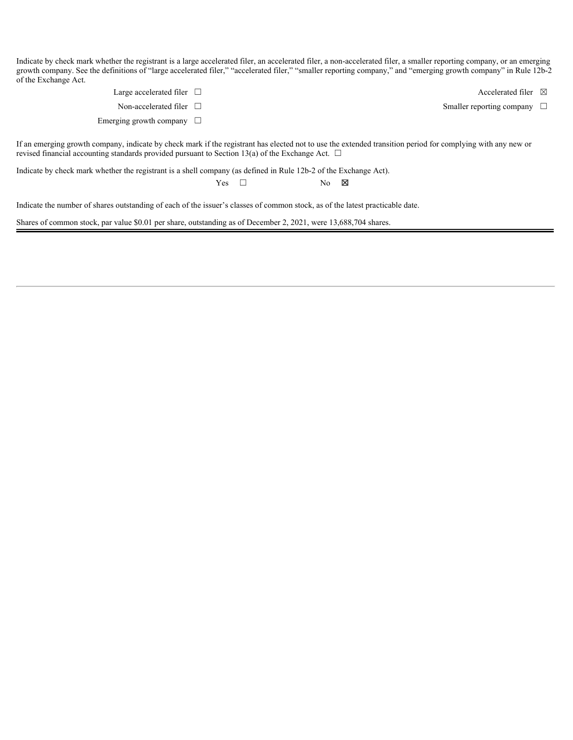Indicate by check mark whether the registrant is a large accelerated filer, an accelerated filer, a non-accelerated filer, a smaller reporting company, or an emerging growth company. See the definitions of "large accelerated filer," "accelerated filer," "smaller reporting company," and "emerging growth company" in Rule 12b-2 of the Exchange Act.

| | | | |
|---|---|---|---|
| Large accelerated filer | ☐ | Accelerated filer | ☒ |
| Non-accelerated filer | ☐ | Smaller reporting company | ☐ |
| Emerging growth company | ☐ | | |

If an emerging growth company, indicate by check mark if the registrant has elected not to use the extended transition period for complying with any new or revised financial accounting standards provided pursuant to Section 13(a) of the Exchange Act. ☐

Indicate by check mark whether the registrant is a shell company (as defined in Rule 12b-2 of the Exchange Act).

Yes ☐ No ☒

Indicate the number of shares outstanding of each of the issuer's classes of common stock, as of the latest practicable date.

Shares of common stock, par value $0.01 per share, outstanding as of December 2, 2021, were 13,688,704 shares.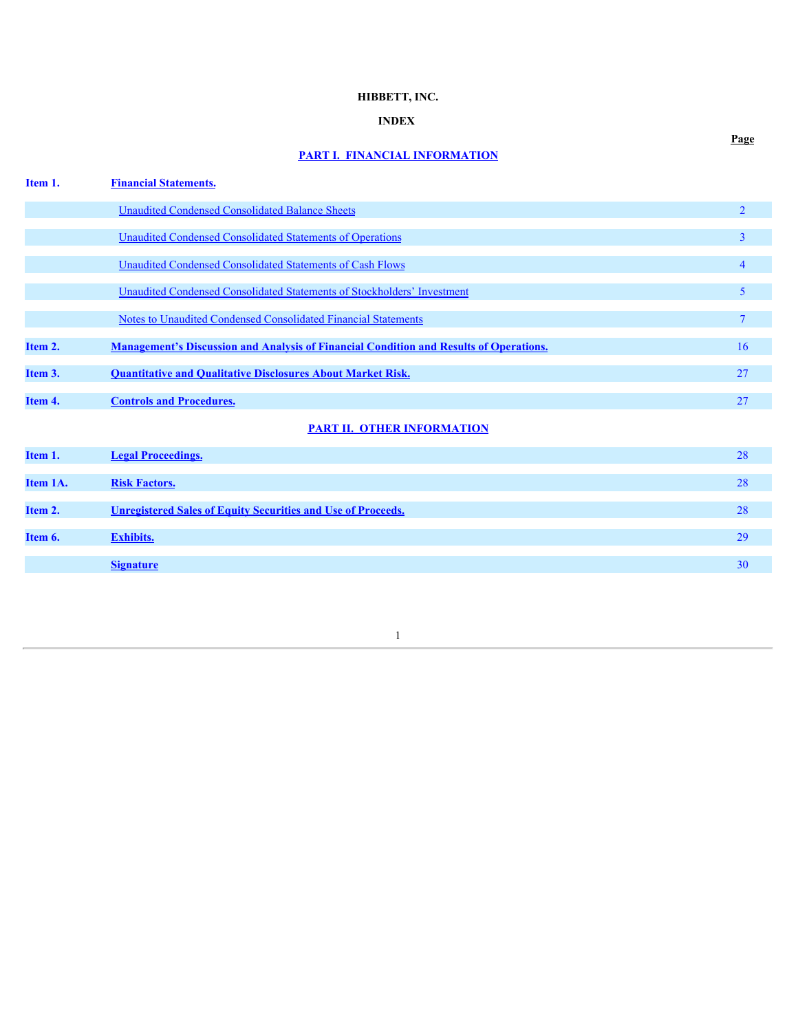**HIBBETT, INC.**

**INDEX**

| | | Page |
|---|---|---|
| | **PART I. FINANCIAL INFORMATION** | |
| **Item 1.** | **Financial Statements.** | |
| | Unaudited Condensed Consolidated Balance Sheets | 2 |
| | Unaudited Condensed Consolidated Statements of Operations | 3 |
| | Unaudited Condensed Consolidated Statements of Cash Flows | 4 |
| | Unaudited Condensed Consolidated Statements of Stockholders' Investment | 5 |
| | Notes to Unaudited Condensed Consolidated Financial Statements | 7 |
| **Item 2.** | **Management's Discussion and Analysis of Financial Condition and Results of Operations.** | 16 |
| **Item 3.** | **Quantitative and Qualitative Disclosures About Market Risk.** | 27 |
| **Item 4.** | **Controls and Procedures.** | 27 |
| | **PART II. OTHER INFORMATION** | |
| **Item 1.** | **Legal Proceedings.** | 28 |
| **Item 1A.** | **Risk Factors.** | 28 |
| **Item 2.** | **Unregistered Sales of Equity Securities and Use of Proceeds.** | 28 |
| **Item 6.** | **Exhibits.** | 29 |
| | **Signature** | 30 |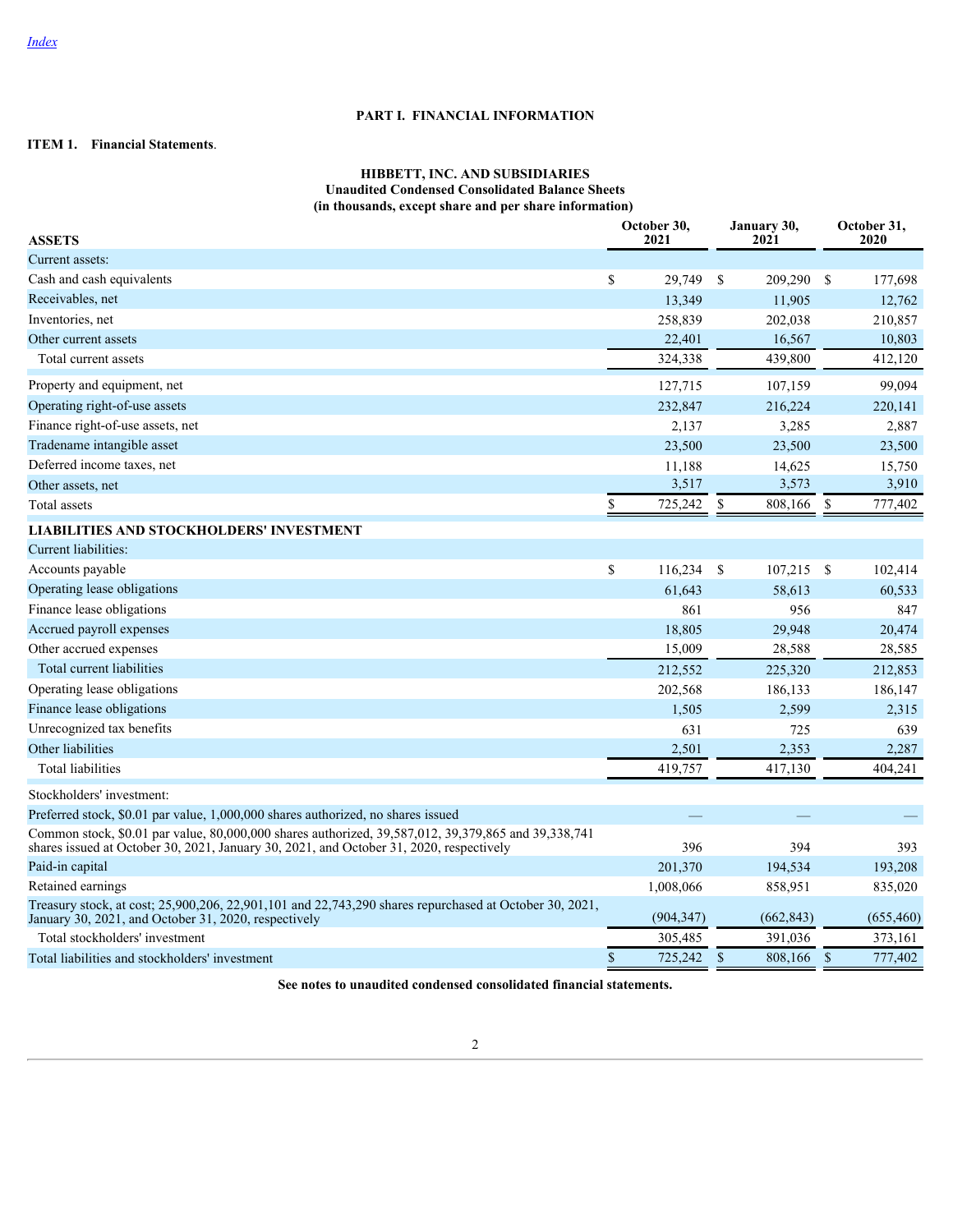[Index](#)

# PART I. FINANCIAL INFORMATION

## ITEM 1. Financial Statements.

### HIBBETT, INC. AND SUBSIDIARIES
**Unaudited Condensed Consolidated Balance Sheets**
**(in thousands, except share and per share information)**

| ASSETS | October 30, 2021 | January 30, 2021 | October 31, 2020 |
|---|---|---|---|
| Current assets: | | | |
| Cash and cash equivalents | $ 29,749 | $ 209,290 | $ 177,698 |
| Receivables, net | 13,349 | 11,905 | 12,762 |
| Inventories, net | 258,839 | 202,038 | 210,857 |
| Other current assets | 22,401 | 16,567 | 10,803 |
| Total current assets | 324,338 | 439,800 | 412,120 |
| Property and equipment, net | 127,715 | 107,159 | 99,094 |
| Operating right-of-use assets | 232,847 | 216,224 | 220,141 |
| Finance right-of-use assets, net | 2,137 | 3,285 | 2,887 |
| Tradename intangible asset | 23,500 | 23,500 | 23,500 |
| Deferred income taxes, net | 11,188 | 14,625 | 15,750 |
| Other assets, net | 3,517 | 3,573 | 3,910 |
| Total assets | $ 725,242 | $ 808,166 | $ 777,402 |
| **LIABILITIES AND STOCKHOLDERS' INVESTMENT** | | | |
| Current liabilities: | | | |
| Accounts payable | $ 116,234 | $ 107,215 | $ 102,414 |
| Operating lease obligations | 61,643 | 58,613 | 60,533 |
| Finance lease obligations | 861 | 956 | 847 |
| Accrued payroll expenses | 18,805 | 29,948 | 20,474 |
| Other accrued expenses | 15,009 | 28,588 | 28,585 |
| Total current liabilities | 212,552 | 225,320 | 212,853 |
| Operating lease obligations | 202,568 | 186,133 | 186,147 |
| Finance lease obligations | 1,505 | 2,599 | 2,315 |
| Unrecognized tax benefits | 631 | 725 | 639 |
| Other liabilities | 2,501 | 2,353 | 2,287 |
| Total liabilities | 419,757 | 417,130 | 404,241 |
| Stockholders' investment: | | | |
| Preferred stock, $0.01 par value, 1,000,000 shares authorized, no shares issued | — | — | — |
| Common stock, $0.01 par value, 80,000,000 shares authorized, 39,587,012, 39,379,865 and 39,338,741 shares issued at October 30, 2021, January 30, 2021, and October 31, 2020, respectively | 396 | 394 | 393 |
| Paid-in capital | 201,370 | 194,534 | 193,208 |
| Retained earnings | 1,008,066 | 858,951 | 835,020 |
| Treasury stock, at cost; 25,900,206, 22,901,101 and 22,743,290 shares repurchased at October 30, 2021, January 30, 2021, and October 31, 2020, respectively | (904,347) | (662,843) | (655,460) |
| Total stockholders' investment | 305,485 | 391,036 | 373,161 |
| Total liabilities and stockholders' investment | $ 725,242 | $ 808,166 | $ 777,402 |

**See notes to unaudited condensed consolidated financial statements.**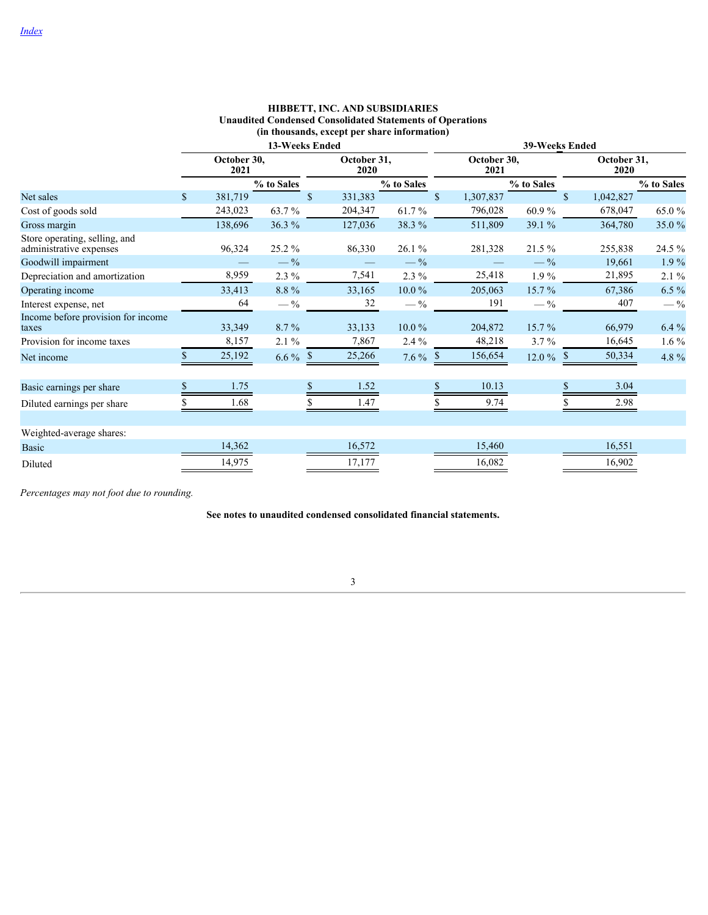[Index](#)

**HIBBETT, INC. AND SUBSIDIARIES**
**Unaudited Condensed Consolidated Statements of Operations**
**(in thousands, except per share information)**

| | 13-Weeks Ended | | | | 39-Weeks Ended | | | |
|---|---|---|---|---|---|---|---|---|
| | October 30, 2021 | | October 31, 2020 | | October 30, 2021 | | October 31, 2020 | |
| | | % to Sales | | % to Sales | | % to Sales | | % to Sales |
| Net sales | $ 381,719 | | $ 331,383 | | $ 1,307,837 | | $ 1,042,827 | |
| Cost of goods sold | 243,023 | 63.7 % | 204,347 | 61.7 % | 796,028 | 60.9 % | 678,047 | 65.0 % |
| Gross margin | 138,696 | 36.3 % | 127,036 | 38.3 % | 511,809 | 39.1 % | 364,780 | 35.0 % |
| Store operating, selling, and administrative expenses | 96,324 | 25.2 % | 86,330 | 26.1 % | 281,328 | 21.5 % | 255,838 | 24.5 % |
| Goodwill impairment | — | — % | — | — % | — | — % | 19,661 | 1.9 % |
| Depreciation and amortization | 8,959 | 2.3 % | 7,541 | 2.3 % | 25,418 | 1.9 % | 21,895 | 2.1 % |
| Operating income | 33,413 | 8.8 % | 33,165 | 10.0 % | 205,063 | 15.7 % | 67,386 | 6.5 % |
| Interest expense, net | 64 | — % | 32 | — % | 191 | — % | 407 | — % |
| Income before provision for income taxes | 33,349 | 8.7 % | 33,133 | 10.0 % | 204,872 | 15.7 % | 66,979 | 6.4 % |
| Provision for income taxes | 8,157 | 2.1 % | 7,867 | 2.4 % | 48,218 | 3.7 % | 16,645 | 1.6 % |
| Net income | $ 25,192 | 6.6 % | $ 25,266 | 7.6 % | $ 156,654 | 12.0 % | $ 50,334 | 4.8 % |
| | | | | | | | | |
| Basic earnings per share | $ 1.75 | | $ 1.52 | | $ 10.13 | | $ 3.04 | |
| Diluted earnings per share | $ 1.68 | | $ 1.47 | | $ 9.74 | | $ 2.98 | |
| | | | | | | | | |
| Weighted-average shares: | | | | | | | | |
| Basic | 14,362 | | 16,572 | | 15,460 | | 16,551 | |
| Diluted | 14,975 | | 17,177 | | 16,082 | | 16,902 | |

*Percentages may not foot due to rounding.*

**See notes to unaudited condensed consolidated financial statements.**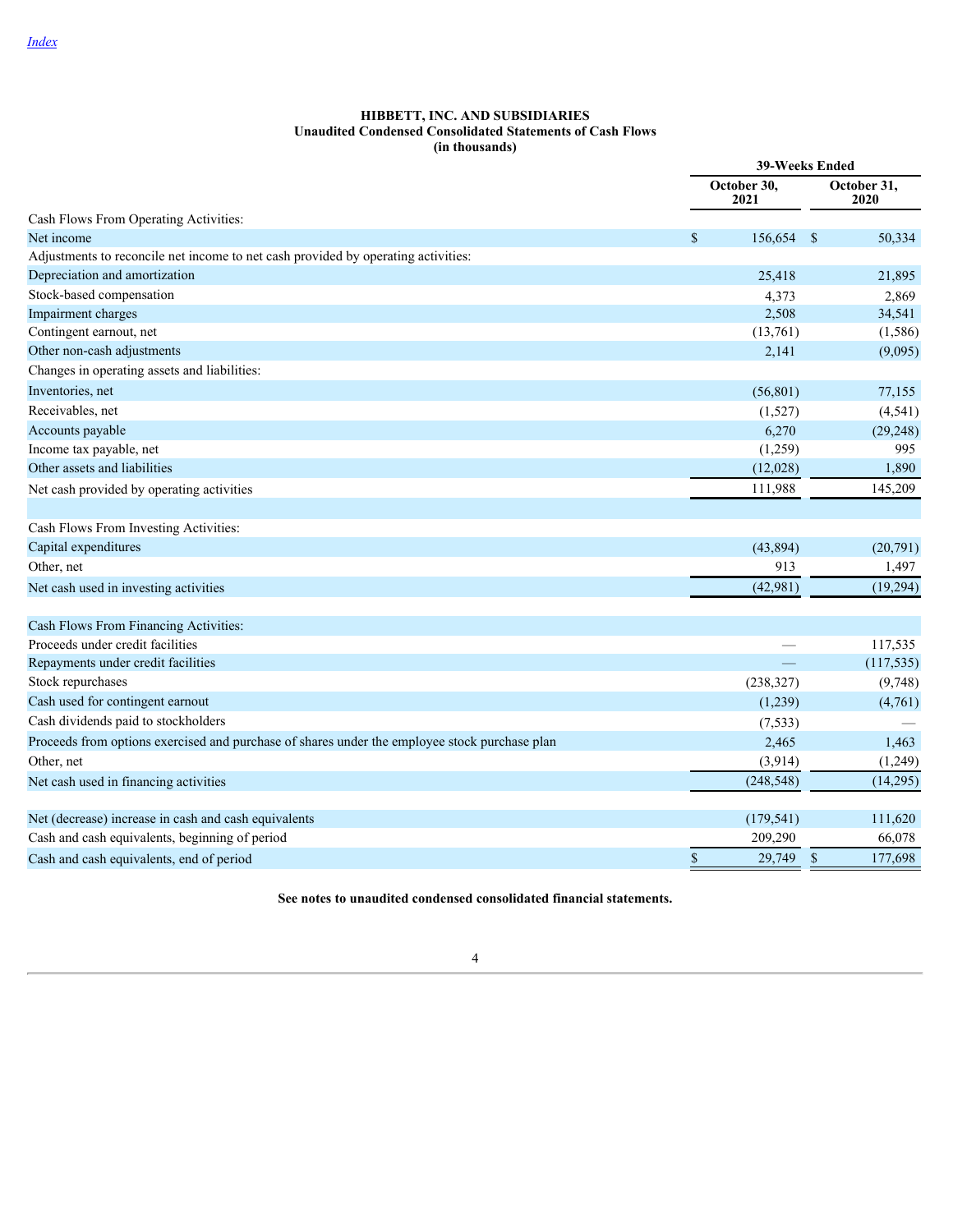[Index](#)

**HIBBETT, INC. AND SUBSIDIARIES**
**Unaudited Condensed Consolidated Statements of Cash Flows**
**(in thousands)**

| | 39-Weeks Ended | |
|---|---|---|
| | October 30, 2021 | October 31, 2020 |
| Cash Flows From Operating Activities: | | |
| Net income | $ 156,654 | $ 50,334 |
| Adjustments to reconcile net income to net cash provided by operating activities: | | |
| Depreciation and amortization | 25,418 | 21,895 |
| Stock-based compensation | 4,373 | 2,869 |
| Impairment charges | 2,508 | 34,541 |
| Contingent earnout, net | (13,761) | (1,586) |
| Other non-cash adjustments | 2,141 | (9,095) |
| Changes in operating assets and liabilities: | | |
| Inventories, net | (56,801) | 77,155 |
| Receivables, net | (1,527) | (4,541) |
| Accounts payable | 6,270 | (29,248) |
| Income tax payable, net | (1,259) | 995 |
| Other assets and liabilities | (12,028) | 1,890 |
| Net cash provided by operating activities | 111,988 | 145,209 |
| | | |
| Cash Flows From Investing Activities: | | |
| Capital expenditures | (43,894) | (20,791) |
| Other, net | 913 | 1,497 |
| Net cash used in investing activities | (42,981) | (19,294) |
| | | |
| Cash Flows From Financing Activities: | | |
| Proceeds under credit facilities | — | 117,535 |
| Repayments under credit facilities | — | (117,535) |
| Stock repurchases | (238,327) | (9,748) |
| Cash used for contingent earnout | (1,239) | (4,761) |
| Cash dividends paid to stockholders | (7,533) | — |
| Proceeds from options exercised and purchase of shares under the employee stock purchase plan | 2,465 | 1,463 |
| Other, net | (3,914) | (1,249) |
| Net cash used in financing activities | (248,548) | (14,295) |
| | | |
| Net (decrease) increase in cash and cash equivalents | (179,541) | 111,620 |
| Cash and cash equivalents, beginning of period | 209,290 | 66,078 |
| Cash and cash equivalents, end of period | $ 29,749 | $ 177,698 |

**See notes to unaudited condensed consolidated financial statements.**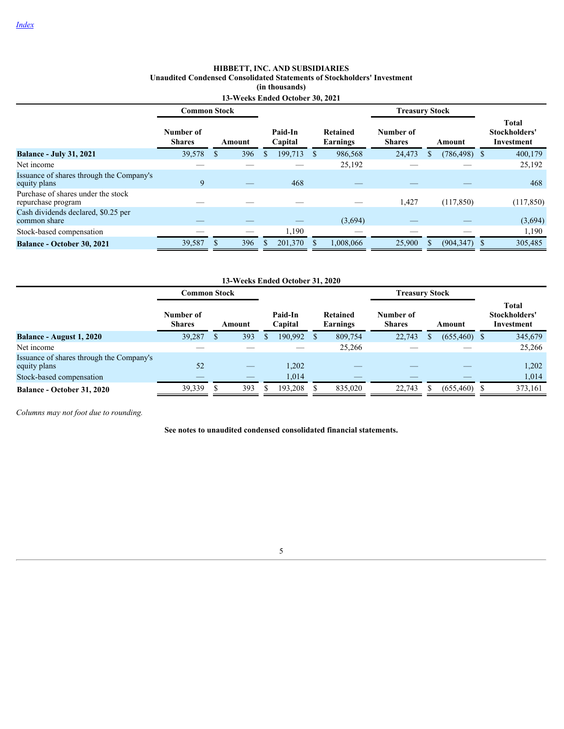# HIBBETT, INC. AND SUBSIDIARIES
## Unaudited Condensed Consolidated Statements of Stockholders' Investment
### (in thousands)

**13-Weeks Ended October 30, 2021**

| | Common Stock | | | | Treasury Stock | | |
|---|---|---|---|---|---|---|---|
| | Number of Shares | Amount | Paid-In Capital | Retained Earnings | Number of Shares | Amount | Total Stockholders' Investment |
| **Balance - July 31, 2021** | 39,578 | $ 396 | $ 199,713 | $ 986,568 | 24,473 | $ (786,498) | $ 400,179 |
| Net income | — | — | — | 25,192 | — | — | 25,192 |
| Issuance of shares through the Company's equity plans | 9 | — | 468 | — | — | — | 468 |
| Purchase of shares under the stock repurchase program | — | — | — | — | 1,427 | (117,850) | (117,850) |
| Cash dividends declared, $0.25 per common share | — | — | — | (3,694) | — | — | (3,694) |
| Stock-based compensation | — | — | 1,190 | — | — | — | 1,190 |
| **Balance - October 30, 2021** | 39,587 | $ 396 | $ 201,370 | $ 1,008,066 | 25,900 | $ (904,347) | $ 305,485 |

**13-Weeks Ended October 31, 2020**

| | Common Stock | | | | Treasury Stock | | |
|---|---|---|---|---|---|---|---|
| | Number of Shares | Amount | Paid-In Capital | Retained Earnings | Number of Shares | Amount | Total Stockholders' Investment |
| **Balance - August 1, 2020** | 39,287 | $ 393 | $ 190,992 | $ 809,754 | 22,743 | $ (655,460) | $ 345,679 |
| Net income | — | — | — | 25,266 | — | — | 25,266 |
| Issuance of shares through the Company's equity plans | 52 | — | 1,202 | — | — | — | 1,202 |
| Stock-based compensation | — | — | 1,014 | — | — | — | 1,014 |
| **Balance - October 31, 2020** | 39,339 | $ 393 | $ 193,208 | $ 835,020 | 22,743 | $ (655,460) | $ 373,161 |

*Columns may not foot due to rounding.*

**See notes to unaudited condensed consolidated financial statements.**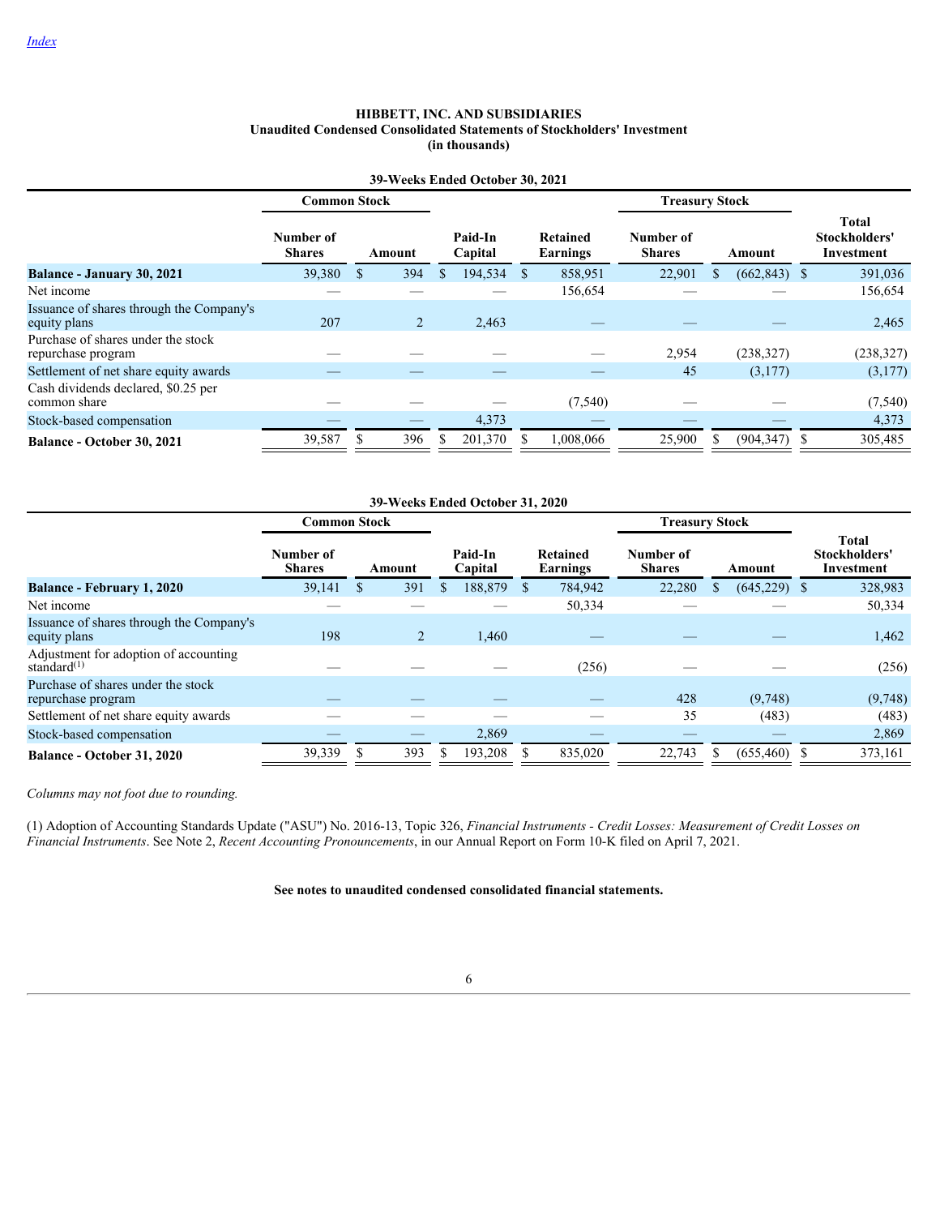[Index](#)

**HIBBETT, INC. AND SUBSIDIARIES**
**Unaudited Condensed Consolidated Statements of Stockholders' Investment**
**(in thousands)**

**39-Weeks Ended October 30, 2021**

| | Common Stock | | | | Treasury Stock | | |
|---|---|---|---|---|---|---|---|
| | Number of Shares | Amount | Paid-In Capital | Retained Earnings | Number of Shares | Amount | Total Stockholders' Investment |
| **Balance - January 30, 2021** | 39,380 | $ 394 | $ 194,534 | $ 858,951 | 22,901 | $ (662,843) | $ 391,036 |
| Net income | — | — | — | 156,654 | — | — | 156,654 |
| Issuance of shares through the Company's equity plans | 207 | 2 | 2,463 | — | — | — | 2,465 |
| Purchase of shares under the stock repurchase program | — | — | — | — | 2,954 | (238,327) | (238,327) |
| Settlement of net share equity awards | — | — | — | — | 45 | (3,177) | (3,177) |
| Cash dividends declared, $0.25 per common share | — | — | — | (7,540) | — | — | (7,540) |
| Stock-based compensation | — | — | 4,373 | — | — | — | 4,373 |
| **Balance - October 30, 2021** | 39,587 | $ 396 | $ 201,370 | $ 1,008,066 | 25,900 | $ (904,347) | $ 305,485 |

**39-Weeks Ended October 31, 2020**

| | Common Stock | | | | Treasury Stock | | |
|---|---|---|---|---|---|---|---|
| | Number of Shares | Amount | Paid-In Capital | Retained Earnings | Number of Shares | Amount | Total Stockholders' Investment |
| **Balance - February 1, 2020** | 39,141 | $ 391 | $ 188,879 | $ 784,942 | 22,280 | $ (645,229) | $ 328,983 |
| Net income | — | — | — | 50,334 | — | — | 50,334 |
| Issuance of shares through the Company's equity plans | 198 | 2 | 1,460 | — | — | — | 1,462 |
| Adjustment for adoption of accounting standard(1) | — | — | — | (256) | — | — | (256) |
| Purchase of shares under the stock repurchase program | — | — | — | — | 428 | (9,748) | (9,748) |
| Settlement of net share equity awards | — | — | — | — | 35 | (483) | (483) |
| Stock-based compensation | — | — | 2,869 | — | — | — | 2,869 |
| **Balance - October 31, 2020** | 39,339 | $ 393 | $ 193,208 | $ 835,020 | 22,743 | $ (655,460) | $ 373,161 |

*Columns may not foot due to rounding.*

(1) Adoption of Accounting Standards Update ("ASU") No. 2016-13, Topic 326, *Financial Instruments - Credit Losses: Measurement of Credit Losses on Financial Instruments*. See Note 2, *Recent Accounting Pronouncements*, in our Annual Report on Form 10-K filed on April 7, 2021.

**See notes to unaudited condensed consolidated financial statements.**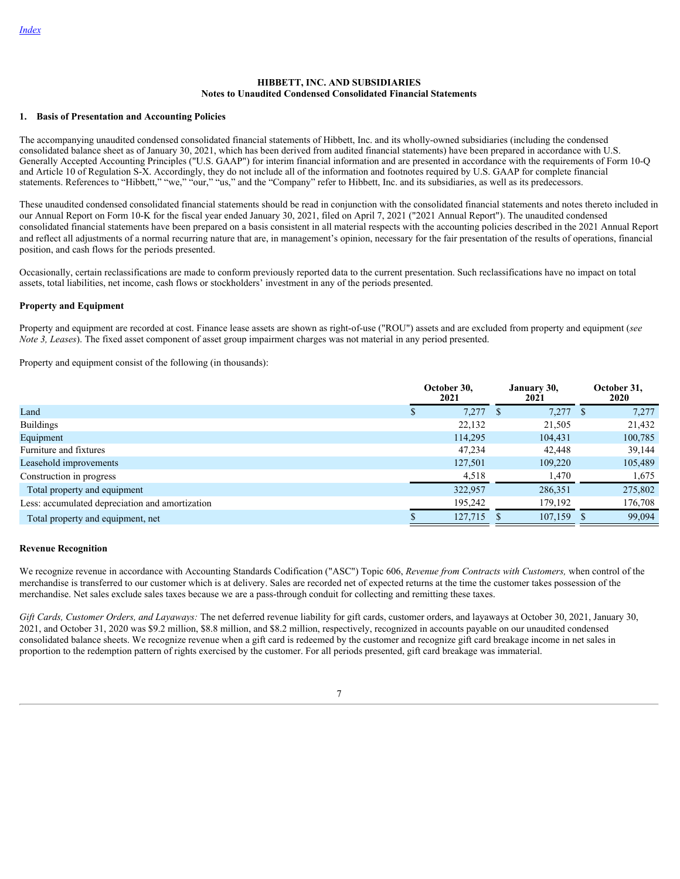**HIBBETT, INC. AND SUBSIDIARIES**
**Notes to Unaudited Condensed Consolidated Financial Statements**

## 1. Basis of Presentation and Accounting Policies

The accompanying unaudited condensed consolidated financial statements of Hibbett, Inc. and its wholly-owned subsidiaries (including the condensed consolidated balance sheet as of January 30, 2021, which has been derived from audited financial statements) have been prepared in accordance with U.S. Generally Accepted Accounting Principles ("U.S. GAAP") for interim financial information and are presented in accordance with the requirements of Form 10-Q and Article 10 of Regulation S-X. Accordingly, they do not include all of the information and footnotes required by U.S. GAAP for complete financial statements. References to "Hibbett," "we," "our," "us," and the "Company" refer to Hibbett, Inc. and its subsidiaries, as well as its predecessors.

These unaudited condensed consolidated financial statements should be read in conjunction with the consolidated financial statements and notes thereto included in our Annual Report on Form 10-K for the fiscal year ended January 30, 2021, filed on April 7, 2021 ("2021 Annual Report"). The unaudited condensed consolidated financial statements have been prepared on a basis consistent in all material respects with the accounting policies described in the 2021 Annual Report and reflect all adjustments of a normal recurring nature that are, in management's opinion, necessary for the fair presentation of the results of operations, financial position, and cash flows for the periods presented.

Occasionally, certain reclassifications are made to conform previously reported data to the current presentation. Such reclassifications have no impact on total assets, total liabilities, net income, cash flows or stockholders' investment in any of the periods presented.

### Property and Equipment

Property and equipment are recorded at cost. Finance lease assets are shown as right-of-use ("ROU") assets and are excluded from property and equipment (*see Note 3, Leases*). The fixed asset component of asset group impairment charges was not material in any period presented.

Property and equipment consist of the following (in thousands):

| | October 30, 2021 | January 30, 2021 | October 31, 2020 |
|---|---|---|---|
| Land | $ 7,277 | $ 7,277 | $ 7,277 |
| Buildings | 22,132 | 21,505 | 21,432 |
| Equipment | 114,295 | 104,431 | 100,785 |
| Furniture and fixtures | 47,234 | 42,448 | 39,144 |
| Leasehold improvements | 127,501 | 109,220 | 105,489 |
| Construction in progress | 4,518 | 1,470 | 1,675 |
| Total property and equipment | 322,957 | 286,351 | 275,802 |
| Less: accumulated depreciation and amortization | 195,242 | 179,192 | 176,708 |
| Total property and equipment, net | $ 127,715 | $ 107,159 | $ 99,094 |

### Revenue Recognition

We recognize revenue in accordance with Accounting Standards Codification ("ASC") Topic 606, *Revenue from Contracts with Customers,* when control of the merchandise is transferred to our customer which is at delivery. Sales are recorded net of expected returns at the time the customer takes possession of the merchandise. Net sales exclude sales taxes because we are a pass-through conduit for collecting and remitting these taxes.

*Gift Cards, Customer Orders, and Layaways:* The net deferred revenue liability for gift cards, customer orders, and layaways at October 30, 2021, January 30, 2021, and October 31, 2020 was $9.2 million, $8.8 million, and $8.2 million, respectively, recognized in accounts payable on our unaudited condensed consolidated balance sheets. We recognize revenue when a gift card is redeemed by the customer and recognize gift card breakage income in net sales in proportion to the redemption pattern of rights exercised by the customer. For all periods presented, gift card breakage was immaterial.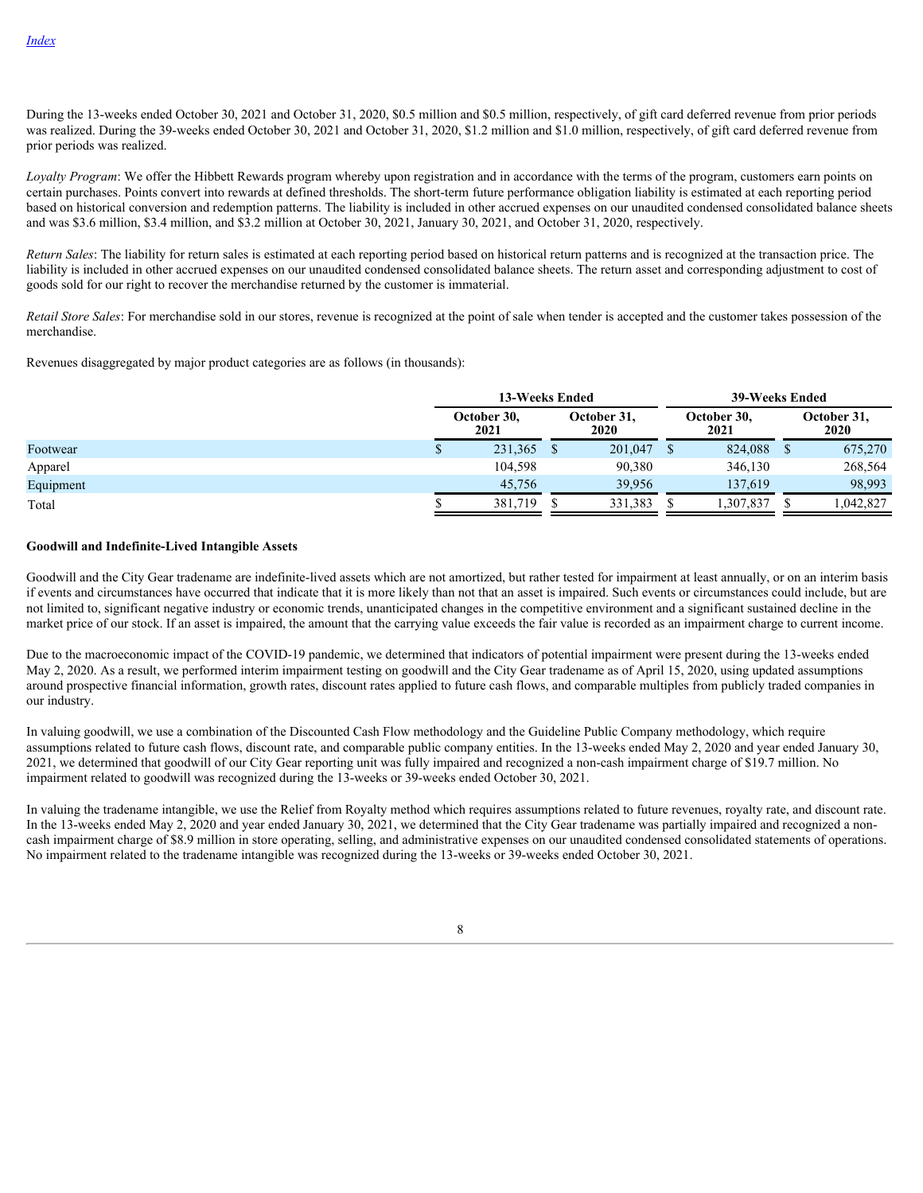During the 13-weeks ended October 30, 2021 and October 31, 2020, $0.5 million and $0.5 million, respectively, of gift card deferred revenue from prior periods was realized. During the 39-weeks ended October 30, 2021 and October 31, 2020, $1.2 million and $1.0 million, respectively, of gift card deferred revenue from prior periods was realized.

*Loyalty Program*: We offer the Hibbett Rewards program whereby upon registration and in accordance with the terms of the program, customers earn points on certain purchases. Points convert into rewards at defined thresholds. The short-term future performance obligation liability is estimated at each reporting period based on historical conversion and redemption patterns. The liability is included in other accrued expenses on our unaudited condensed consolidated balance sheets and was $3.6 million, $3.4 million, and $3.2 million at October 30, 2021, January 30, 2021, and October 31, 2020, respectively.

*Return Sales*: The liability for return sales is estimated at each reporting period based on historical return patterns and is recognized at the transaction price. The liability is included in other accrued expenses on our unaudited condensed consolidated balance sheets. The return asset and corresponding adjustment to cost of goods sold for our right to recover the merchandise returned by the customer is immaterial.

*Retail Store Sales*: For merchandise sold in our stores, revenue is recognized at the point of sale when tender is accepted and the customer takes possession of the merchandise.

Revenues disaggregated by major product categories are as follows (in thousands):

| | 13-Weeks Ended | | 39-Weeks Ended | |
|---|---|---|---|---|
| | October 30, 2021 | October 31, 2020 | October 30, 2021 | October 31, 2020 |
| Footwear | $ 231,365 | $ 201,047 | $ 824,088 | $ 675,270 |
| Apparel | 104,598 | 90,380 | 346,130 | 268,564 |
| Equipment | 45,756 | 39,956 | 137,619 | 98,993 |
| Total | $ 381,719 | $ 331,383 | $ 1,307,837 | $ 1,042,827 |

**Goodwill and Indefinite-Lived Intangible Assets**

Goodwill and the City Gear tradename are indefinite-lived assets which are not amortized, but rather tested for impairment at least annually, or on an interim basis if events and circumstances have occurred that indicate that it is more likely than not that an asset is impaired. Such events or circumstances could include, but are not limited to, significant negative industry or economic trends, unanticipated changes in the competitive environment and a significant sustained decline in the market price of our stock. If an asset is impaired, the amount that the carrying value exceeds the fair value is recorded as an impairment charge to current income.

Due to the macroeconomic impact of the COVID-19 pandemic, we determined that indicators of potential impairment were present during the 13-weeks ended May 2, 2020. As a result, we performed interim impairment testing on goodwill and the City Gear tradename as of April 15, 2020, using updated assumptions around prospective financial information, growth rates, discount rates applied to future cash flows, and comparable multiples from publicly traded companies in our industry.

In valuing goodwill, we use a combination of the Discounted Cash Flow methodology and the Guideline Public Company methodology, which require assumptions related to future cash flows, discount rate, and comparable public company entities. In the 13-weeks ended May 2, 2020 and year ended January 30, 2021, we determined that goodwill of our City Gear reporting unit was fully impaired and recognized a non-cash impairment charge of $19.7 million. No impairment related to goodwill was recognized during the 13-weeks or 39-weeks ended October 30, 2021.

In valuing the tradename intangible, we use the Relief from Royalty method which requires assumptions related to future revenues, royalty rate, and discount rate. In the 13-weeks ended May 2, 2020 and year ended January 30, 2021, we determined that the City Gear tradename was partially impaired and recognized a non-cash impairment charge of $8.9 million in store operating, selling, and administrative expenses on our unaudited condensed consolidated statements of operations. No impairment related to the tradename intangible was recognized during the 13-weeks or 39-weeks ended October 30, 2021.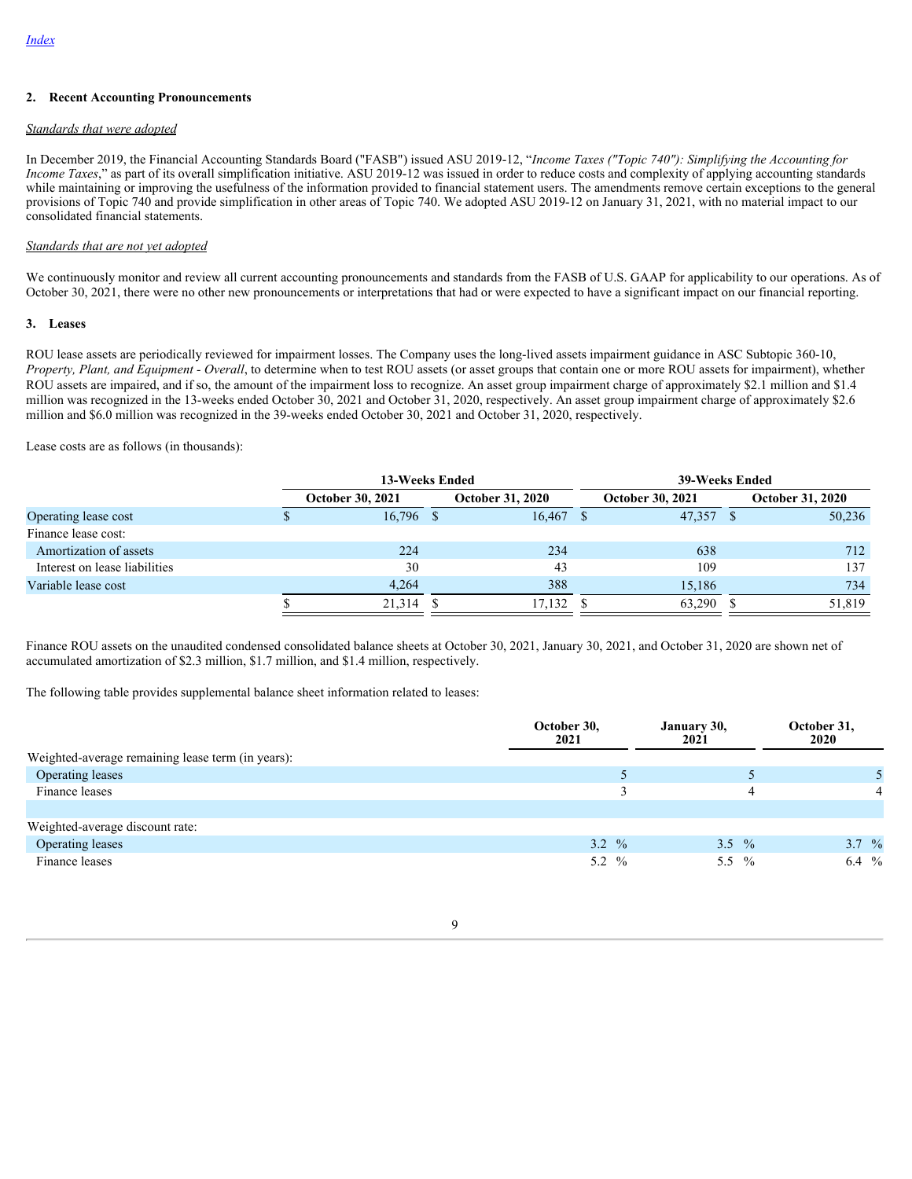## 2. Recent Accounting Pronouncements

_Standards that were adopted_

In December 2019, the Financial Accounting Standards Board ("FASB") issued ASU 2019-12, "*Income Taxes ("Topic 740"): Simplifying the Accounting for Income Taxes*," as part of its overall simplification initiative. ASU 2019-12 was issued in order to reduce costs and complexity of applying accounting standards while maintaining or improving the usefulness of the information provided to financial statement users. The amendments remove certain exceptions to the general provisions of Topic 740 and provide simplification in other areas of Topic 740. We adopted ASU 2019-12 on January 31, 2021, with no material impact to our consolidated financial statements.

_Standards that are not yet adopted_

We continuously monitor and review all current accounting pronouncements and standards from the FASB of U.S. GAAP for applicability to our operations. As of October 30, 2021, there were no other new pronouncements or interpretations that had or were expected to have a significant impact on our financial reporting.

## 3. Leases

ROU lease assets are periodically reviewed for impairment losses. The Company uses the long-lived assets impairment guidance in ASC Subtopic 360-10, *Property, Plant, and Equipment - Overall*, to determine when to test ROU assets (or asset groups that contain one or more ROU assets for impairment), whether ROU assets are impaired, and if so, the amount of the impairment loss to recognize. An asset group impairment charge of approximately $2.1 million and $1.4 million was recognized in the 13-weeks ended October 30, 2021 and October 31, 2020, respectively. An asset group impairment charge of approximately $2.6 million and $6.0 million was recognized in the 39-weeks ended October 30, 2021 and October 31, 2020, respectively.

Lease costs are as follows (in thousands):

| | 13-Weeks Ended | | 39-Weeks Ended | |
|---|---|---|---|---|
| | October 30, 2021 | October 31, 2020 | October 30, 2021 | October 31, 2020 |
| Operating lease cost | $ 16,796 | $ 16,467 | $ 47,357 | $ 50,236 |
| Finance lease cost: | | | | |
| Amortization of assets | 224 | 234 | 638 | 712 |
| Interest on lease liabilities | 30 | 43 | 109 | 137 |
| Variable lease cost | 4,264 | 388 | 15,186 | 734 |
| | $ 21,314 | $ 17,132 | $ 63,290 | $ 51,819 |

Finance ROU assets on the unaudited condensed consolidated balance sheets at October 30, 2021, January 30, 2021, and October 31, 2020 are shown net of accumulated amortization of $2.3 million, $1.7 million, and $1.4 million, respectively.

The following table provides supplemental balance sheet information related to leases:

| | October 30, 2021 | January 30, 2021 | October 31, 2020 |
|---|---|---|---|
| Weighted-average remaining lease term (in years): | | | |
| Operating leases | 5 | 5 | 5 |
| Finance leases | 3 | 4 | 4 |
| | | | |
| Weighted-average discount rate: | | | |
| Operating leases | 3.2 % | 3.5 % | 3.7 % |
| Finance leases | 5.2 % | 5.5 % | 6.4 % |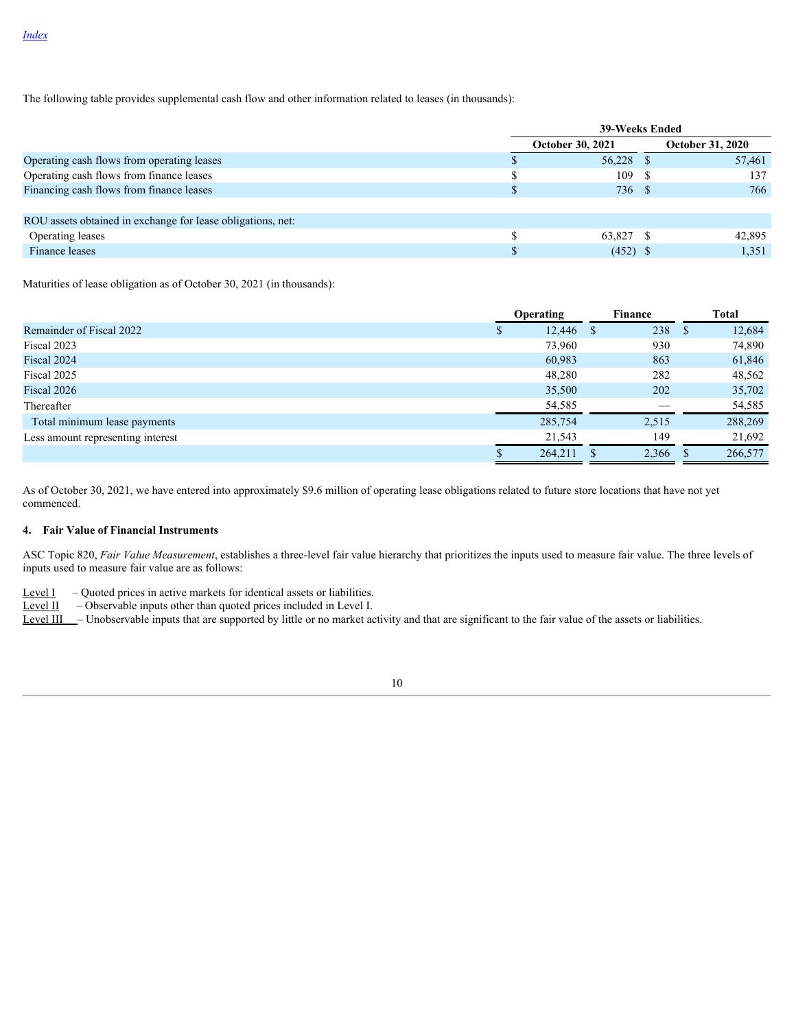The following table provides supplemental cash flow and other information related to leases (in thousands):

| | 39-Weeks Ended | |
|---|---|---|
| | October 30, 2021 | October 31, 2020 |
| Operating cash flows from operating leases | $ 56,228 | $ 57,461 |
| Operating cash flows from finance leases | $ 109 | $ 137 |
| Financing cash flows from finance leases | $ 736 | $ 766 |
| | | |
| ROU assets obtained in exchange for lease obligations, net: | | |
| Operating leases | $ 63,827 | $ 42,895 |
| Finance leases | $ (452) | $ 1,351 |

Maturities of lease obligation as of October 30, 2021 (in thousands):

| | Operating | Finance | Total |
|---|---|---|---|
| Remainder of Fiscal 2022 | $ 12,446 | $ 238 | $ 12,684 |
| Fiscal 2023 | 73,960 | 930 | 74,890 |
| Fiscal 2024 | 60,983 | 863 | 61,846 |
| Fiscal 2025 | 48,280 | 282 | 48,562 |
| Fiscal 2026 | 35,500 | 202 | 35,702 |
| Thereafter | 54,585 | — | 54,585 |
| Total minimum lease payments | 285,754 | 2,515 | 288,269 |
| Less amount representing interest | 21,543 | 149 | 21,692 |
| | $ 264,211 | $ 2,366 | $ 266,577 |

As of October 30, 2021, we have entered into approximately $9.6 million of operating lease obligations related to future store locations that have not yet commenced.

## 4. Fair Value of Financial Instruments

ASC Topic 820, *Fair Value Measurement*, establishes a three-level fair value hierarchy that prioritizes the inputs used to measure fair value. The three levels of inputs used to measure fair value are as follows:

Level I – Quoted prices in active markets for identical assets or liabilities.
Level II – Observable inputs other than quoted prices included in Level I.
Level III – Unobservable inputs that are supported by little or no market activity and that are significant to the fair value of the assets or liabilities.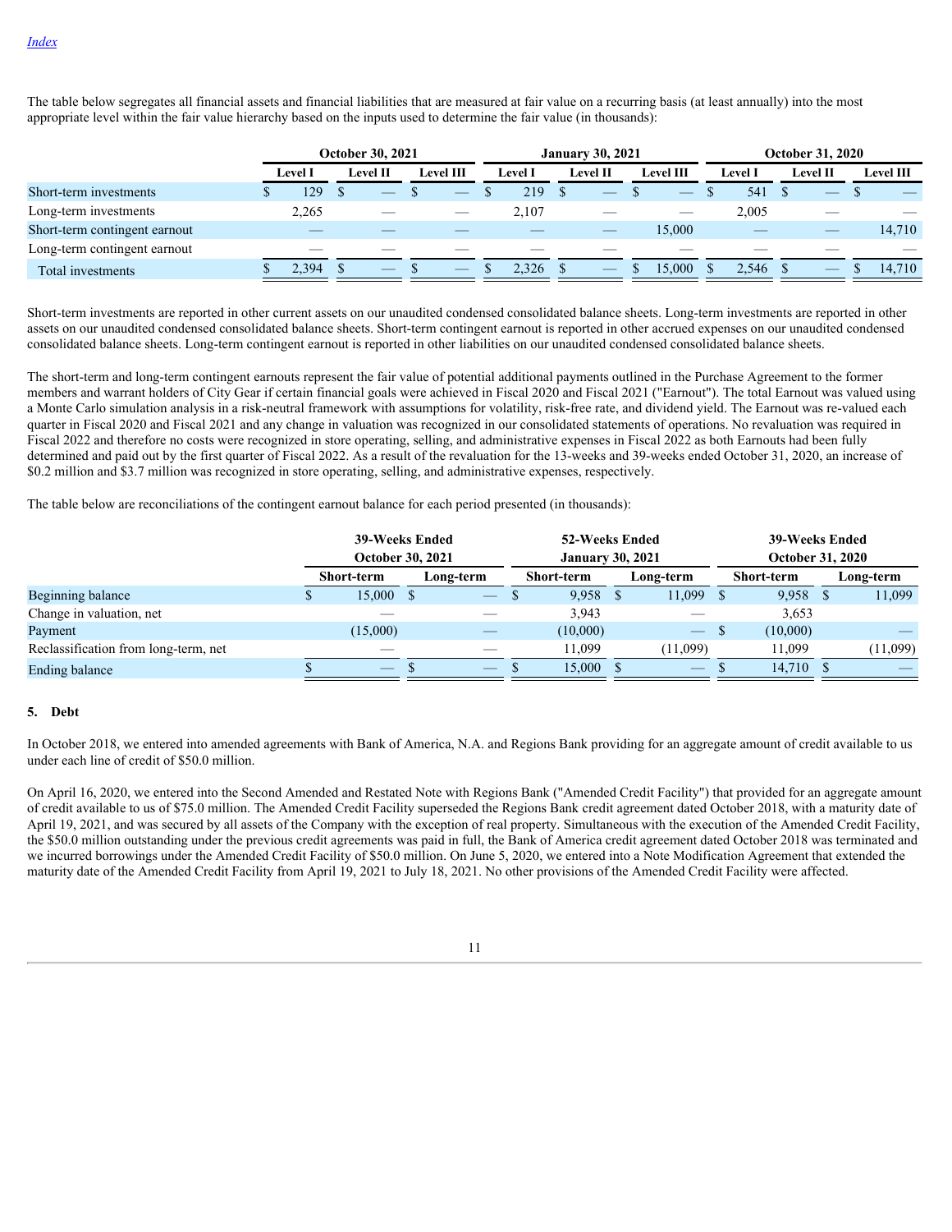The table below segregates all financial assets and financial liabilities that are measured at fair value on a recurring basis (at least annually) into the most appropriate level within the fair value hierarchy based on the inputs used to determine the fair value (in thousands):

| | October 30, 2021 | | | January 30, 2021 | | | October 31, 2020 | | |
|---|---|---|---|---|---|---|---|---|---|
| | Level I | Level II | Level III | Level I | Level II | Level III | Level I | Level II | Level III |
| Short-term investments | $ 129 | $ — | $ — | $ 219 | $ — | $ — | $ 541 | $ — | $ — |
| Long-term investments | 2,265 | — | — | 2,107 | — | — | 2,005 | — | — |
| Short-term contingent earnout | — | — | — | — | — | 15,000 | — | — | 14,710 |
| Long-term contingent earnout | — | — | — | — | — | — | — | — | — |
| Total investments | $ 2,394 | $ — | $ — | $ 2,326 | $ — | $ 15,000 | $ 2,546 | $ — | $ 14,710 |

Short-term investments are reported in other current assets on our unaudited condensed consolidated balance sheets. Long-term investments are reported in other assets on our unaudited condensed consolidated balance sheets. Short-term contingent earnout is reported in other accrued expenses on our unaudited condensed consolidated balance sheets. Long-term contingent earnout is reported in other liabilities on our unaudited condensed consolidated balance sheets.

The short-term and long-term contingent earnouts represent the fair value of potential additional payments outlined in the Purchase Agreement to the former members and warrant holders of City Gear if certain financial goals were achieved in Fiscal 2020 and Fiscal 2021 ("Earnout"). The total Earnout was valued using a Monte Carlo simulation analysis in a risk-neutral framework with assumptions for volatility, risk-free rate, and dividend yield. The Earnout was re-valued each quarter in Fiscal 2020 and Fiscal 2021 and any change in valuation was recognized in our consolidated statements of operations. No revaluation was required in Fiscal 2022 and therefore no costs were recognized in store operating, selling, and administrative expenses in Fiscal 2022 as both Earnouts had been fully determined and paid out by the first quarter of Fiscal 2022. As a result of the revaluation for the 13-weeks and 39-weeks ended October 31, 2020, an increase of $0.2 million and $3.7 million was recognized in store operating, selling, and administrative expenses, respectively.

The table below are reconciliations of the contingent earnout balance for each period presented (in thousands):

| | 39-Weeks Ended October 30, 2021 | | 52-Weeks Ended January 30, 2021 | | 39-Weeks Ended October 31, 2020 | |
|---|---|---|---|---|---|---|
| | Short-term | Long-term | Short-term | Long-term | Short-term | Long-term |
| Beginning balance | $ 15,000 | $ — | $ 9,958 | $ 11,099 | $ 9,958 | $ 11,099 |
| Change in valuation, net | — | — | 3,943 | — | 3,653 | |
| Payment | (15,000) | — | (10,000) | — | $ (10,000) | — |
| Reclassification from long-term, net | — | — | 11,099 | (11,099) | 11,099 | (11,099) |
| Ending balance | $ — | $ — | $ 15,000 | $ — | $ 14,710 | $ — |

## 5. Debt

In October 2018, we entered into amended agreements with Bank of America, N.A. and Regions Bank providing for an aggregate amount of credit available to us under each line of credit of $50.0 million.

On April 16, 2020, we entered into the Second Amended and Restated Note with Regions Bank ("Amended Credit Facility") that provided for an aggregate amount of credit available to us of $75.0 million. The Amended Credit Facility superseded the Regions Bank credit agreement dated October 2018, with a maturity date of April 19, 2021, and was secured by all assets of the Company with the exception of real property. Simultaneous with the execution of the Amended Credit Facility, the $50.0 million outstanding under the previous credit agreements was paid in full, the Bank of America credit agreement dated October 2018 was terminated and we incurred borrowings under the Amended Credit Facility of $50.0 million. On June 5, 2020, we entered into a Note Modification Agreement that extended the maturity date of the Amended Credit Facility from April 19, 2021 to July 18, 2021. No other provisions of the Amended Credit Facility were affected.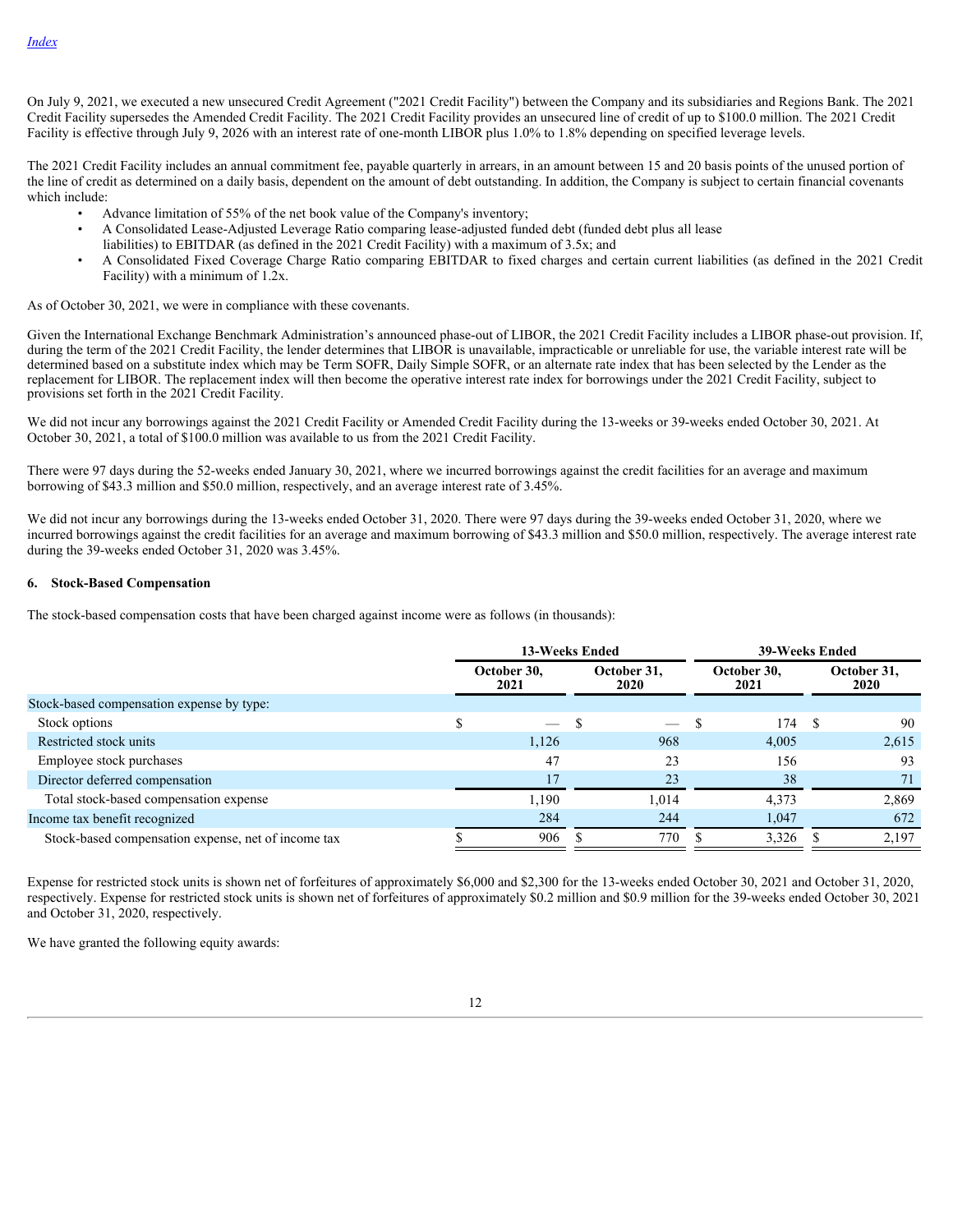[Index](#)

On July 9, 2021, we executed a new unsecured Credit Agreement ("2021 Credit Facility") between the Company and its subsidiaries and Regions Bank. The 2021 Credit Facility supersedes the Amended Credit Facility. The 2021 Credit Facility provides an unsecured line of credit of up to $100.0 million. The 2021 Credit Facility is effective through July 9, 2026 with an interest rate of one-month LIBOR plus 1.0% to 1.8% depending on specified leverage levels.

The 2021 Credit Facility includes an annual commitment fee, payable quarterly in arrears, in an amount between 15 and 20 basis points of the unused portion of the line of credit as determined on a daily basis, dependent on the amount of debt outstanding. In addition, the Company is subject to certain financial covenants which include:

- Advance limitation of 55% of the net book value of the Company's inventory;
- A Consolidated Lease-Adjusted Leverage Ratio comparing lease-adjusted funded debt (funded debt plus all lease liabilities) to EBITDAR (as defined in the 2021 Credit Facility) with a maximum of 3.5x; and
- A Consolidated Fixed Coverage Charge Ratio comparing EBITDAR to fixed charges and certain current liabilities (as defined in the 2021 Credit Facility) with a minimum of 1.2x.

As of October 30, 2021, we were in compliance with these covenants.

Given the International Exchange Benchmark Administration's announced phase-out of LIBOR, the 2021 Credit Facility includes a LIBOR phase-out provision. If, during the term of the 2021 Credit Facility, the lender determines that LIBOR is unavailable, impracticable or unreliable for use, the variable interest rate will be determined based on a substitute index which may be Term SOFR, Daily Simple SOFR, or an alternate rate index that has been selected by the Lender as the replacement for LIBOR. The replacement index will then become the operative interest rate index for borrowings under the 2021 Credit Facility, subject to provisions set forth in the 2021 Credit Facility.

We did not incur any borrowings against the 2021 Credit Facility or Amended Credit Facility during the 13-weeks or 39-weeks ended October 30, 2021. At October 30, 2021, a total of $100.0 million was available to us from the 2021 Credit Facility.

There were 97 days during the 52-weeks ended January 30, 2021, where we incurred borrowings against the credit facilities for an average and maximum borrowing of $43.3 million and $50.0 million, respectively, and an average interest rate of 3.45%.

We did not incur any borrowings during the 13-weeks ended October 31, 2020. There were 97 days during the 39-weeks ended October 31, 2020, where we incurred borrowings against the credit facilities for an average and maximum borrowing of $43.3 million and $50.0 million, respectively. The average interest rate during the 39-weeks ended October 31, 2020 was 3.45%.

### 6. Stock-Based Compensation

The stock-based compensation costs that have been charged against income were as follows (in thousands):

| | 13-Weeks Ended | | 39-Weeks Ended | |
|---|---|---|---|---|
| | October 30, 2021 | October 31, 2020 | October 30, 2021 | October 31, 2020 |
| Stock-based compensation expense by type: | | | | |
| Stock options | $ — | $ — | $ 174 | $ 90 |
| Restricted stock units | 1,126 | 968 | 4,005 | 2,615 |
| Employee stock purchases | 47 | 23 | 156 | 93 |
| Director deferred compensation | 17 | 23 | 38 | 71 |
| Total stock-based compensation expense | 1,190 | 1,014 | 4,373 | 2,869 |
| Income tax benefit recognized | 284 | 244 | 1,047 | 672 |
| Stock-based compensation expense, net of income tax | $ 906 | $ 770 | $ 3,326 | $ 2,197 |

Expense for restricted stock units is shown net of forfeitures of approximately $6,000 and $2,300 for the 13-weeks ended October 30, 2021 and October 31, 2020, respectively. Expense for restricted stock units is shown net of forfeitures of approximately $0.2 million and $0.9 million for the 39-weeks ended October 30, 2021 and October 31, 2020, respectively.

We have granted the following equity awards: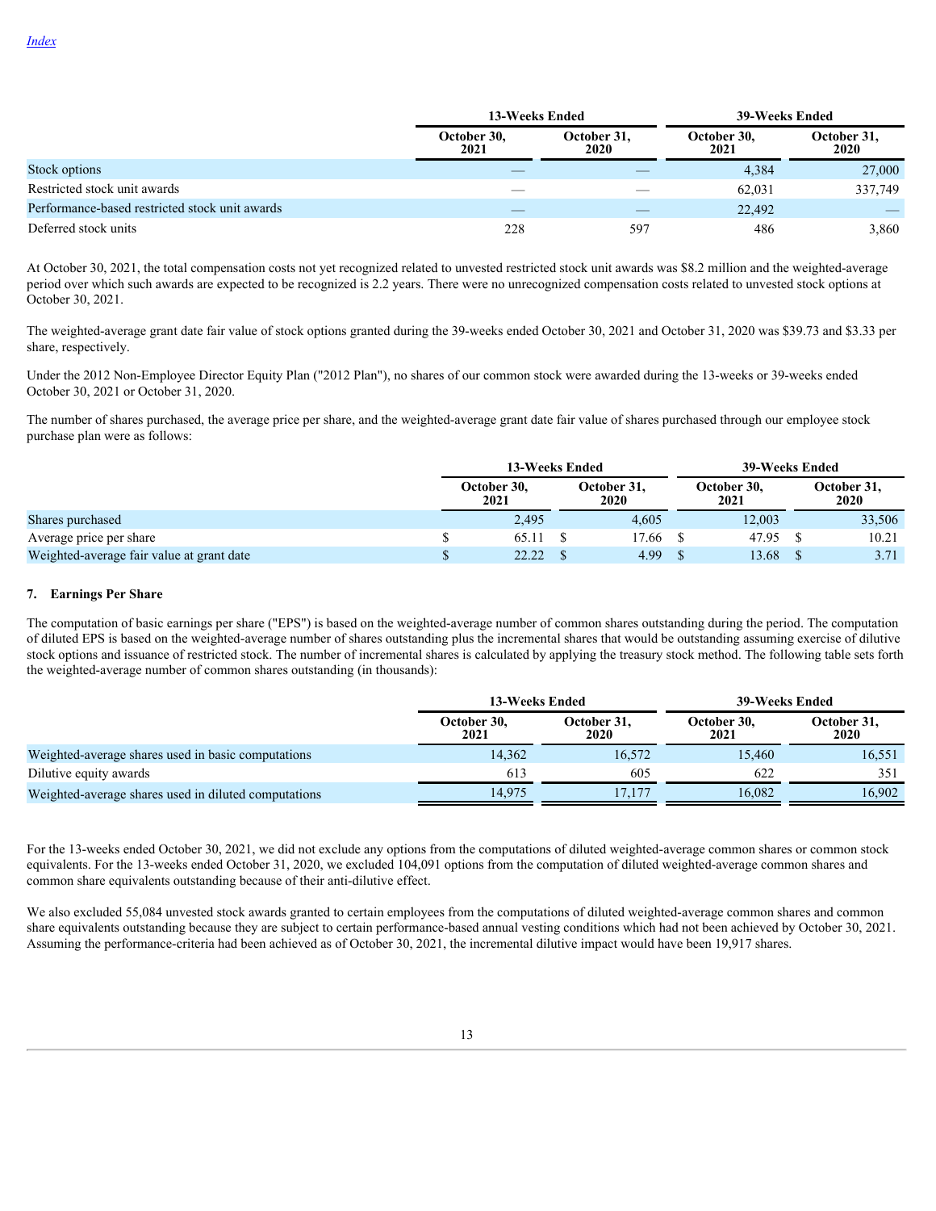[Index](#)

| | 13-Weeks Ended | | 39-Weeks Ended | |
|---|---|---|---|---|
| | October 30, 2021 | October 31, 2020 | October 30, 2021 | October 31, 2020 |
| Stock options | — | — | 4,384 | 27,000 |
| Restricted stock unit awards | — | — | 62,031 | 337,749 |
| Performance-based restricted stock unit awards | — | — | 22,492 | — |
| Deferred stock units | 228 | 597 | 486 | 3,860 |

At October 30, 2021, the total compensation costs not yet recognized related to unvested restricted stock unit awards was $8.2 million and the weighted-average period over which such awards are expected to be recognized is 2.2 years. There were no unrecognized compensation costs related to unvested stock options at October 30, 2021.

The weighted-average grant date fair value of stock options granted during the 39-weeks ended October 30, 2021 and October 31, 2020 was $39.73 and $3.33 per share, respectively.

Under the 2012 Non-Employee Director Equity Plan ("2012 Plan"), no shares of our common stock were awarded during the 13-weeks or 39-weeks ended October 30, 2021 or October 31, 2020.

The number of shares purchased, the average price per share, and the weighted-average grant date fair value of shares purchased through our employee stock purchase plan were as follows:

| | 13-Weeks Ended | | 39-Weeks Ended | |
|---|---|---|---|---|
| | October 30, 2021 | October 31, 2020 | October 30, 2021 | October 31, 2020 |
| Shares purchased | 2,495 | 4,605 | 12,003 | 33,506 |
| Average price per share | $ 65.11 | $ 17.66 | $ 47.95 | $ 10.21 |
| Weighted-average fair value at grant date | $ 22.22 | $ 4.99 | $ 13.68 | $ 3.71 |

## 7. Earnings Per Share

The computation of basic earnings per share ("EPS") is based on the weighted-average number of common shares outstanding during the period. The computation of diluted EPS is based on the weighted-average number of shares outstanding plus the incremental shares that would be outstanding assuming exercise of dilutive stock options and issuance of restricted stock. The number of incremental shares is calculated by applying the treasury stock method. The following table sets forth the weighted-average number of common shares outstanding (in thousands):

| | 13-Weeks Ended | | 39-Weeks Ended | |
|---|---|---|---|---|
| | October 30, 2021 | October 31, 2020 | October 30, 2021 | October 31, 2020 |
| Weighted-average shares used in basic computations | 14,362 | 16,572 | 15,460 | 16,551 |
| Dilutive equity awards | 613 | 605 | 622 | 351 |
| Weighted-average shares used in diluted computations | 14,975 | 17,177 | 16,082 | 16,902 |

For the 13-weeks ended October 30, 2021, we did not exclude any options from the computations of diluted weighted-average common shares or common stock equivalents. For the 13-weeks ended October 31, 2020, we excluded 104,091 options from the computation of diluted weighted-average common shares and common share equivalents outstanding because of their anti-dilutive effect.

We also excluded 55,084 unvested stock awards granted to certain employees from the computations of diluted weighted-average common shares and common share equivalents outstanding because they are subject to certain performance-based annual vesting conditions which had not been achieved by October 30, 2021. Assuming the performance-criteria had been achieved as of October 30, 2021, the incremental dilutive impact would have been 19,917 shares.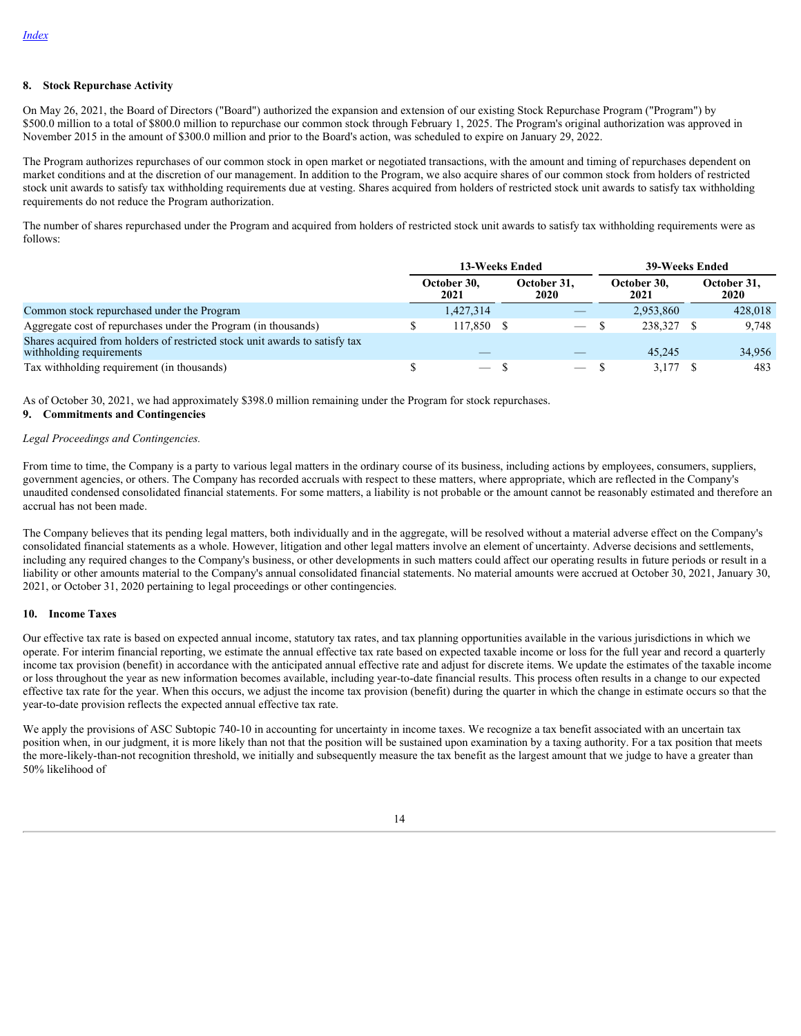## 8. Stock Repurchase Activity

On May 26, 2021, the Board of Directors ("Board") authorized the expansion and extension of our existing Stock Repurchase Program ("Program") by $500.0 million to a total of $800.0 million to repurchase our common stock through February 1, 2025. The Program's original authorization was approved in November 2015 in the amount of $300.0 million and prior to the Board's action, was scheduled to expire on January 29, 2022.

The Program authorizes repurchases of our common stock in open market or negotiated transactions, with the amount and timing of repurchases dependent on market conditions and at the discretion of our management. In addition to the Program, we also acquire shares of our common stock from holders of restricted stock unit awards to satisfy tax withholding requirements due at vesting. Shares acquired from holders of restricted stock unit awards to satisfy tax withholding requirements do not reduce the Program authorization.

The number of shares repurchased under the Program and acquired from holders of restricted stock unit awards to satisfy tax withholding requirements were as follows:

| | 13-Weeks Ended | | 39-Weeks Ended | |
|---|---|---|---|---|
| | October 30, 2021 | October 31, 2020 | October 30, 2021 | October 31, 2020 |
| Common stock repurchased under the Program | 1,427,314 | — | 2,953,860 | 428,018 |
| Aggregate cost of repurchases under the Program (in thousands) | $ 117,850 | $ — | $ 238,327 | $ 9,748 |
| Shares acquired from holders of restricted stock unit awards to satisfy tax withholding requirements | — | — | 45,245 | 34,956 |
| Tax withholding requirement (in thousands) | $ — | $ — | $ 3,177 | $ 483 |

As of October 30, 2021, we had approximately $398.0 million remaining under the Program for stock repurchases.

## 9. Commitments and Contingencies

*Legal Proceedings and Contingencies.*

From time to time, the Company is a party to various legal matters in the ordinary course of its business, including actions by employees, consumers, suppliers, government agencies, or others. The Company has recorded accruals with respect to these matters, where appropriate, which are reflected in the Company's unaudited condensed consolidated financial statements. For some matters, a liability is not probable or the amount cannot be reasonably estimated and therefore an accrual has not been made.

The Company believes that its pending legal matters, both individually and in the aggregate, will be resolved without a material adverse effect on the Company's consolidated financial statements as a whole. However, litigation and other legal matters involve an element of uncertainty. Adverse decisions and settlements, including any required changes to the Company's business, or other developments in such matters could affect our operating results in future periods or result in a liability or other amounts material to the Company's annual consolidated financial statements. No material amounts were accrued at October 30, 2021, January 30, 2021, or October 31, 2020 pertaining to legal proceedings or other contingencies.

## 10. Income Taxes

Our effective tax rate is based on expected annual income, statutory tax rates, and tax planning opportunities available in the various jurisdictions in which we operate. For interim financial reporting, we estimate the annual effective tax rate based on expected taxable income or loss for the full year and record a quarterly income tax provision (benefit) in accordance with the anticipated annual effective rate and adjust for discrete items. We update the estimates of the taxable income or loss throughout the year as new information becomes available, including year-to-date financial results. This process often results in a change to our expected effective tax rate for the year. When this occurs, we adjust the income tax provision (benefit) during the quarter in which the change in estimate occurs so that the year-to-date provision reflects the expected annual effective tax rate.

We apply the provisions of ASC Subtopic 740-10 in accounting for uncertainty in income taxes. We recognize a tax benefit associated with an uncertain tax position when, in our judgment, it is more likely than not that the position will be sustained upon examination by a taxing authority. For a tax position that meets the more-likely-than-not recognition threshold, we initially and subsequently measure the tax benefit as the largest amount that we judge to have a greater than 50% likelihood of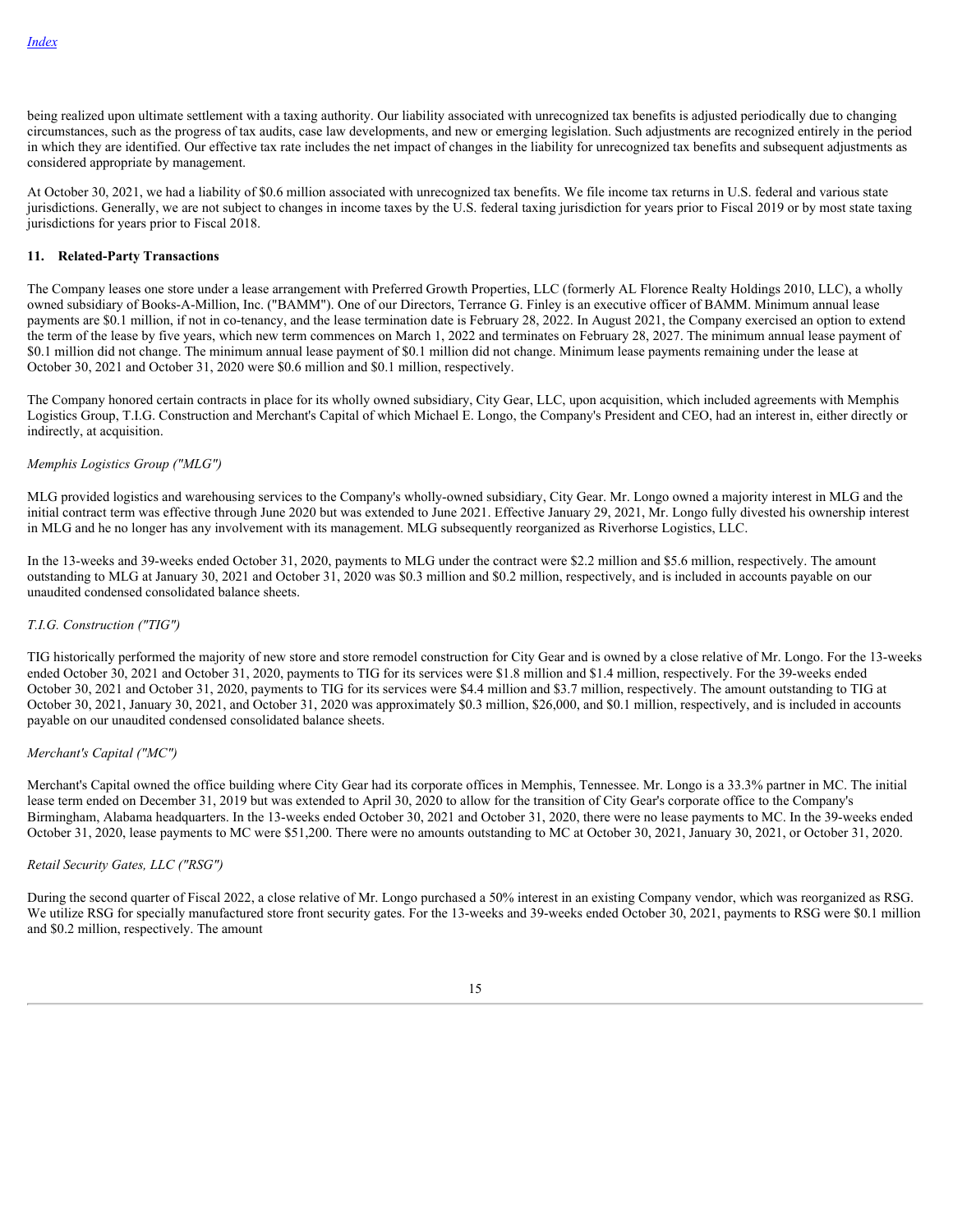being realized upon ultimate settlement with a taxing authority. Our liability associated with unrecognized tax benefits is adjusted periodically due to changing circumstances, such as the progress of tax audits, case law developments, and new or emerging legislation. Such adjustments are recognized entirely in the period in which they are identified. Our effective tax rate includes the net impact of changes in the liability for unrecognized tax benefits and subsequent adjustments as considered appropriate by management.

At October 30, 2021, we had a liability of $0.6 million associated with unrecognized tax benefits. We file income tax returns in U.S. federal and various state jurisdictions. Generally, we are not subject to changes in income taxes by the U.S. federal taxing jurisdiction for years prior to Fiscal 2019 or by most state taxing jurisdictions for years prior to Fiscal 2018.

## 11. Related-Party Transactions

The Company leases one store under a lease arrangement with Preferred Growth Properties, LLC (formerly AL Florence Realty Holdings 2010, LLC), a wholly owned subsidiary of Books-A-Million, Inc. ("BAMM"). One of our Directors, Terrance G. Finley is an executive officer of BAMM. Minimum annual lease payments are $0.1 million, if not in co-tenancy, and the lease termination date is February 28, 2022. In August 2021, the Company exercised an option to extend the term of the lease by five years, which new term commences on March 1, 2022 and terminates on February 28, 2027. The minimum annual lease payment of $0.1 million did not change. The minimum annual lease payment of $0.1 million did not change. Minimum lease payments remaining under the lease at October 30, 2021 and October 31, 2020 were $0.6 million and $0.1 million, respectively.

The Company honored certain contracts in place for its wholly owned subsidiary, City Gear, LLC, upon acquisition, which included agreements with Memphis Logistics Group, T.I.G. Construction and Merchant's Capital of which Michael E. Longo, the Company's President and CEO, had an interest in, either directly or indirectly, at acquisition.

*Memphis Logistics Group ("MLG")*

MLG provided logistics and warehousing services to the Company's wholly-owned subsidiary, City Gear. Mr. Longo owned a majority interest in MLG and the initial contract term was effective through June 2020 but was extended to June 2021. Effective January 29, 2021, Mr. Longo fully divested his ownership interest in MLG and he no longer has any involvement with its management. MLG subsequently reorganized as Riverhorse Logistics, LLC.

In the 13-weeks and 39-weeks ended October 31, 2020, payments to MLG under the contract were $2.2 million and $5.6 million, respectively. The amount outstanding to MLG at January 30, 2021 and October 31, 2020 was $0.3 million and $0.2 million, respectively, and is included in accounts payable on our unaudited condensed consolidated balance sheets.

*T.I.G. Construction ("TIG")*

TIG historically performed the majority of new store and store remodel construction for City Gear and is owned by a close relative of Mr. Longo. For the 13-weeks ended October 30, 2021 and October 31, 2020, payments to TIG for its services were $1.8 million and $1.4 million, respectively. For the 39-weeks ended October 30, 2021 and October 31, 2020, payments to TIG for its services were $4.4 million and $3.7 million, respectively. The amount outstanding to TIG at October 30, 2021, January 30, 2021, and October 31, 2020 was approximately $0.3 million, $26,000, and $0.1 million, respectively, and is included in accounts payable on our unaudited condensed consolidated balance sheets.

*Merchant's Capital ("MC")*

Merchant's Capital owned the office building where City Gear had its corporate offices in Memphis, Tennessee. Mr. Longo is a 33.3% partner in MC. The initial lease term ended on December 31, 2019 but was extended to April 30, 2020 to allow for the transition of City Gear's corporate office to the Company's Birmingham, Alabama headquarters. In the 13-weeks ended October 30, 2021 and October 31, 2020, there were no lease payments to MC. In the 39-weeks ended October 31, 2020, lease payments to MC were $51,200. There were no amounts outstanding to MC at October 30, 2021, January 30, 2021, or October 31, 2020.

*Retail Security Gates, LLC ("RSG")*

During the second quarter of Fiscal 2022, a close relative of Mr. Longo purchased a 50% interest in an existing Company vendor, which was reorganized as RSG. We utilize RSG for specially manufactured store front security gates. For the 13-weeks and 39-weeks ended October 30, 2021, payments to RSG were $0.1 million and $0.2 million, respectively. The amount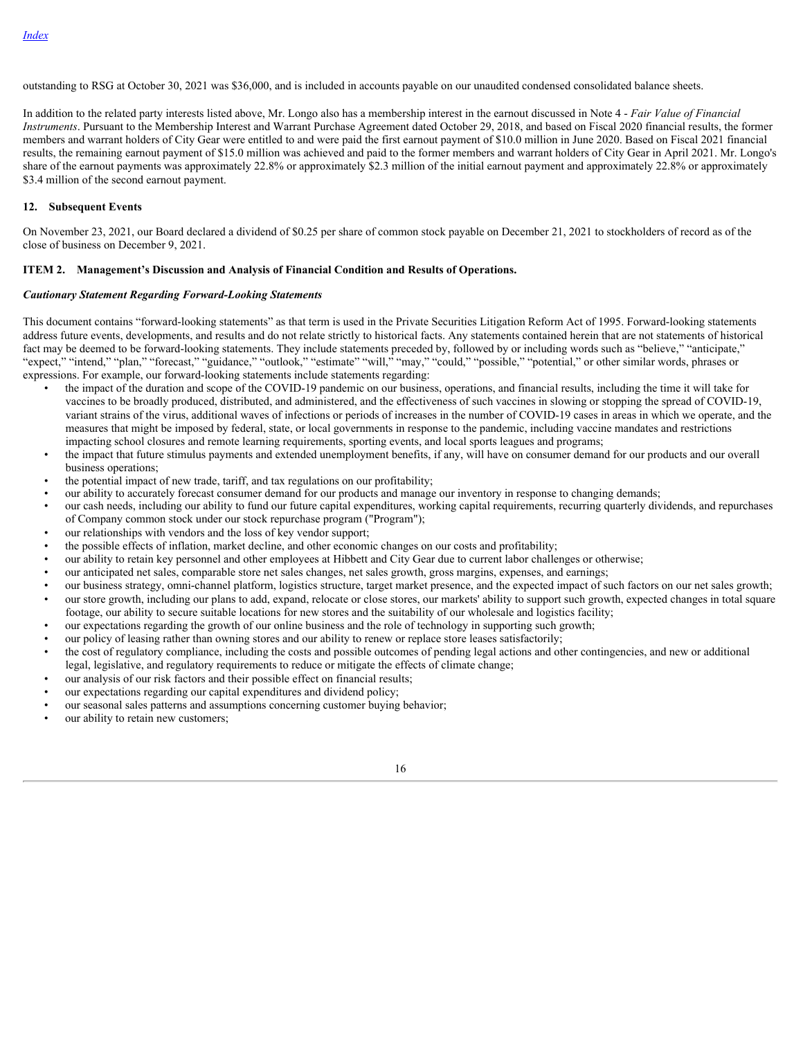outstanding to RSG at October 30, 2021 was $36,000, and is included in accounts payable on our unaudited condensed consolidated balance sheets.

In addition to the related party interests listed above, Mr. Longo also has a membership interest in the earnout discussed in Note 4 - *Fair Value of Financial Instruments*. Pursuant to the Membership Interest and Warrant Purchase Agreement dated October 29, 2018, and based on Fiscal 2020 financial results, the former members and warrant holders of City Gear were entitled to and were paid the first earnout payment of $10.0 million in June 2020. Based on Fiscal 2021 financial results, the remaining earnout payment of $15.0 million was achieved and paid to the former members and warrant holders of City Gear in April 2021. Mr. Longo's share of the earnout payments was approximately 22.8% or approximately $2.3 million of the initial earnout payment and approximately 22.8% or approximately $3.4 million of the second earnout payment.

## 12. Subsequent Events

On November 23, 2021, our Board declared a dividend of $0.25 per share of common stock payable on December 21, 2021 to stockholders of record as of the close of business on December 9, 2021.

## ITEM 2. Management's Discussion and Analysis of Financial Condition and Results of Operations.

### *Cautionary Statement Regarding Forward-Looking Statements*

This document contains "forward-looking statements" as that term is used in the Private Securities Litigation Reform Act of 1995. Forward-looking statements address future events, developments, and results and do not relate strictly to historical facts. Any statements contained herein that are not statements of historical fact may be deemed to be forward-looking statements. They include statements preceded by, followed by or including words such as "believe," "anticipate," "expect," "intend," "plan," "forecast," "guidance," "outlook," "estimate" "will," "may," "could," "possible," "potential," or other similar words, phrases or expressions. For example, our forward-looking statements include statements regarding:

- the impact of the duration and scope of the COVID-19 pandemic on our business, operations, and financial results, including the time it will take for vaccines to be broadly produced, distributed, and administered, and the effectiveness of such vaccines in slowing or stopping the spread of COVID-19, variant strains of the virus, additional waves of infections or periods of increases in the number of COVID-19 cases in areas in which we operate, and the measures that might be imposed by federal, state, or local governments in response to the pandemic, including vaccine mandates and restrictions impacting school closures and remote learning requirements, sporting events, and local sports leagues and programs;
- the impact that future stimulus payments and extended unemployment benefits, if any, will have on consumer demand for our products and our overall business operations;
- the potential impact of new trade, tariff, and tax regulations on our profitability;
- our ability to accurately forecast consumer demand for our products and manage our inventory in response to changing demands;
- our cash needs, including our ability to fund our future capital expenditures, working capital requirements, recurring quarterly dividends, and repurchases of Company common stock under our stock repurchase program ("Program");
- our relationships with vendors and the loss of key vendor support;
- the possible effects of inflation, market decline, and other economic changes on our costs and profitability;
- our ability to retain key personnel and other employees at Hibbett and City Gear due to current labor challenges or otherwise;
- our anticipated net sales, comparable store net sales changes, net sales growth, gross margins, expenses, and earnings;
- our business strategy, omni-channel platform, logistics structure, target market presence, and the expected impact of such factors on our net sales growth;
- our store growth, including our plans to add, expand, relocate or close stores, our markets' ability to support such growth, expected changes in total square footage, our ability to secure suitable locations for new stores and the suitability of our wholesale and logistics facility;
- our expectations regarding the growth of our online business and the role of technology in supporting such growth;
- our policy of leasing rather than owning stores and our ability to renew or replace store leases satisfactorily;
- the cost of regulatory compliance, including the costs and possible outcomes of pending legal actions and other contingencies, and new or additional legal, legislative, and regulatory requirements to reduce or mitigate the effects of climate change;
- our analysis of our risk factors and their possible effect on financial results;
- our expectations regarding our capital expenditures and dividend policy;
- our seasonal sales patterns and assumptions concerning customer buying behavior;
- our ability to retain new customers;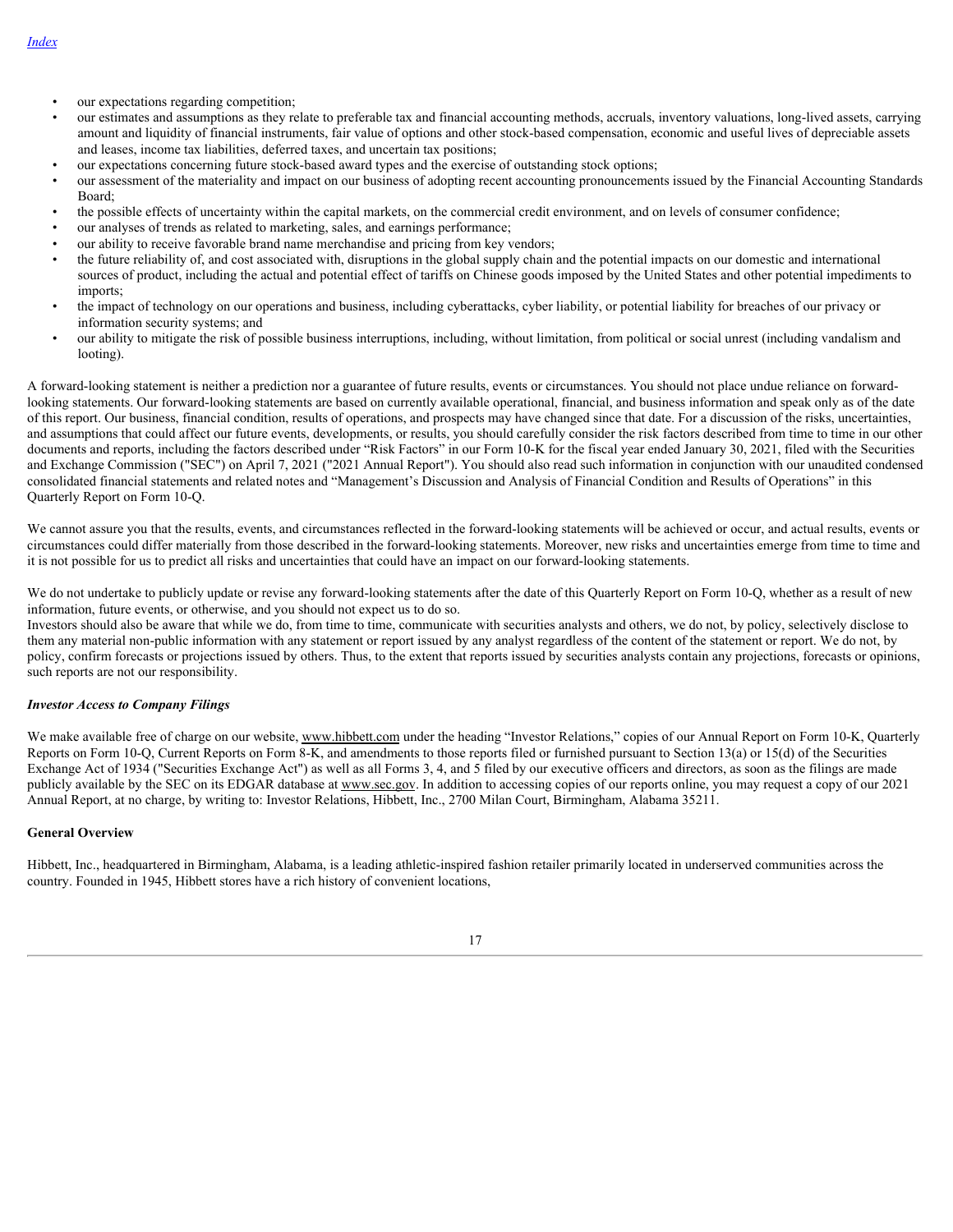- our expectations regarding competition;
- our estimates and assumptions as they relate to preferable tax and financial accounting methods, accruals, inventory valuations, long-lived assets, carrying amount and liquidity of financial instruments, fair value of options and other stock-based compensation, economic and useful lives of depreciable assets and leases, income tax liabilities, deferred taxes, and uncertain tax positions;
- our expectations concerning future stock-based award types and the exercise of outstanding stock options;
- our assessment of the materiality and impact on our business of adopting recent accounting pronouncements issued by the Financial Accounting Standards Board;
- the possible effects of uncertainty within the capital markets, on the commercial credit environment, and on levels of consumer confidence;
- our analyses of trends as related to marketing, sales, and earnings performance;
- our ability to receive favorable brand name merchandise and pricing from key vendors;
- the future reliability of, and cost associated with, disruptions in the global supply chain and the potential impacts on our domestic and international sources of product, including the actual and potential effect of tariffs on Chinese goods imposed by the United States and other potential impediments to imports;
- the impact of technology on our operations and business, including cyberattacks, cyber liability, or potential liability for breaches of our privacy or information security systems; and
- our ability to mitigate the risk of possible business interruptions, including, without limitation, from political or social unrest (including vandalism and looting).

A forward-looking statement is neither a prediction nor a guarantee of future results, events or circumstances. You should not place undue reliance on forward-looking statements. Our forward-looking statements are based on currently available operational, financial, and business information and speak only as of the date of this report. Our business, financial condition, results of operations, and prospects may have changed since that date. For a discussion of the risks, uncertainties, and assumptions that could affect our future events, developments, or results, you should carefully consider the risk factors described from time to time in our other documents and reports, including the factors described under "Risk Factors" in our Form 10-K for the fiscal year ended January 30, 2021, filed with the Securities and Exchange Commission ("SEC") on April 7, 2021 ("2021 Annual Report"). You should also read such information in conjunction with our unaudited condensed consolidated financial statements and related notes and "Management's Discussion and Analysis of Financial Condition and Results of Operations" in this Quarterly Report on Form 10-Q.

We cannot assure you that the results, events, and circumstances reflected in the forward-looking statements will be achieved or occur, and actual results, events or circumstances could differ materially from those described in the forward-looking statements. Moreover, new risks and uncertainties emerge from time to time and it is not possible for us to predict all risks and uncertainties that could have an impact on our forward-looking statements.

We do not undertake to publicly update or revise any forward-looking statements after the date of this Quarterly Report on Form 10-Q, whether as a result of new information, future events, or otherwise, and you should not expect us to do so.
Investors should also be aware that while we do, from time to time, communicate with securities analysts and others, we do not, by policy, selectively disclose to them any material non-public information with any statement or report issued by any analyst regardless of the content of the statement or report. We do not, by policy, confirm forecasts or projections issued by others. Thus, to the extent that reports issued by securities analysts contain any projections, forecasts or opinions, such reports are not our responsibility.

***Investor Access to Company Filings***

We make available free of charge on our website, www.hibbett.com under the heading "Investor Relations," copies of our Annual Report on Form 10-K, Quarterly Reports on Form 10-Q, Current Reports on Form 8-K, and amendments to those reports filed or furnished pursuant to Section 13(a) or 15(d) of the Securities Exchange Act of 1934 ("Securities Exchange Act") as well as all Forms 3, 4, and 5 filed by our executive officers and directors, as soon as the filings are made publicly available by the SEC on its EDGAR database at www.sec.gov. In addition to accessing copies of our reports online, you may request a copy of our 2021 Annual Report, at no charge, by writing to: Investor Relations, Hibbett, Inc., 2700 Milan Court, Birmingham, Alabama 35211.

**General Overview**

Hibbett, Inc., headquartered in Birmingham, Alabama, is a leading athletic-inspired fashion retailer primarily located in underserved communities across the country. Founded in 1945, Hibbett stores have a rich history of convenient locations,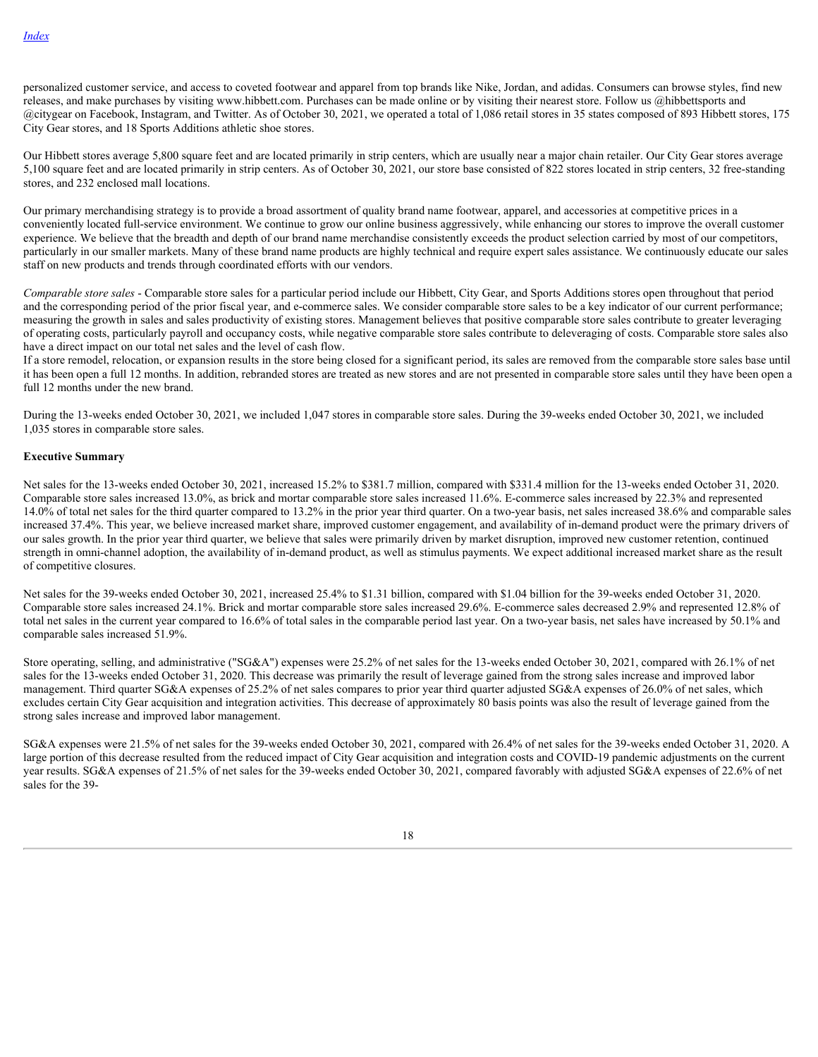personalized customer service, and access to coveted footwear and apparel from top brands like Nike, Jordan, and adidas. Consumers can browse styles, find new releases, and make purchases by visiting www.hibbett.com. Purchases can be made online or by visiting their nearest store. Follow us @hibbettsports and @citygear on Facebook, Instagram, and Twitter. As of October 30, 2021, we operated a total of 1,086 retail stores in 35 states composed of 893 Hibbett stores, 175 City Gear stores, and 18 Sports Additions athletic shoe stores.

Our Hibbett stores average 5,800 square feet and are located primarily in strip centers, which are usually near a major chain retailer. Our City Gear stores average 5,100 square feet and are located primarily in strip centers. As of October 30, 2021, our store base consisted of 822 stores located in strip centers, 32 free-standing stores, and 232 enclosed mall locations.

Our primary merchandising strategy is to provide a broad assortment of quality brand name footwear, apparel, and accessories at competitive prices in a conveniently located full-service environment. We continue to grow our online business aggressively, while enhancing our stores to improve the overall customer experience. We believe that the breadth and depth of our brand name merchandise consistently exceeds the product selection carried by most of our competitors, particularly in our smaller markets. Many of these brand name products are highly technical and require expert sales assistance. We continuously educate our sales staff on new products and trends through coordinated efforts with our vendors.

*Comparable store sales* - Comparable store sales for a particular period include our Hibbett, City Gear, and Sports Additions stores open throughout that period and the corresponding period of the prior fiscal year, and e-commerce sales. We consider comparable store sales to be a key indicator of our current performance; measuring the growth in sales and sales productivity of existing stores. Management believes that positive comparable store sales contribute to greater leveraging of operating costs, particularly payroll and occupancy costs, while negative comparable store sales contribute to deleveraging of costs. Comparable store sales also have a direct impact on our total net sales and the level of cash flow.
If a store remodel, relocation, or expansion results in the store being closed for a significant period, its sales are removed from the comparable store sales base until it has been open a full 12 months. In addition, rebranded stores are treated as new stores and are not presented in comparable store sales until they have been open a full 12 months under the new brand.

During the 13-weeks ended October 30, 2021, we included 1,047 stores in comparable store sales. During the 39-weeks ended October 30, 2021, we included 1,035 stores in comparable store sales.

**Executive Summary**

Net sales for the 13-weeks ended October 30, 2021, increased 15.2% to $381.7 million, compared with $331.4 million for the 13-weeks ended October 31, 2020. Comparable store sales increased 13.0%, as brick and mortar comparable store sales increased 11.6%. E-commerce sales increased by 22.3% and represented 14.0% of total net sales for the third quarter compared to 13.2% in the prior year third quarter. On a two-year basis, net sales increased 38.6% and comparable sales increased 37.4%. This year, we believe increased market share, improved customer engagement, and availability of in-demand product were the primary drivers of our sales growth. In the prior year third quarter, we believe that sales were primarily driven by market disruption, improved new customer retention, continued strength in omni-channel adoption, the availability of in-demand product, as well as stimulus payments. We expect additional increased market share as the result of competitive closures.

Net sales for the 39-weeks ended October 30, 2021, increased 25.4% to $1.31 billion, compared with $1.04 billion for the 39-weeks ended October 31, 2020. Comparable store sales increased 24.1%. Brick and mortar comparable store sales increased 29.6%. E-commerce sales decreased 2.9% and represented 12.8% of total net sales in the current year compared to 16.6% of total sales in the comparable period last year. On a two-year basis, net sales have increased by 50.1% and comparable sales increased 51.9%.

Store operating, selling, and administrative ("SG&A") expenses were 25.2% of net sales for the 13-weeks ended October 30, 2021, compared with 26.1% of net sales for the 13-weeks ended October 31, 2020. This decrease was primarily the result of leverage gained from the strong sales increase and improved labor management. Third quarter SG&A expenses of 25.2% of net sales compares to prior year third quarter adjusted SG&A expenses of 26.0% of net sales, which excludes certain City Gear acquisition and integration activities. This decrease of approximately 80 basis points was also the result of leverage gained from the strong sales increase and improved labor management.

SG&A expenses were 21.5% of net sales for the 39-weeks ended October 30, 2021, compared with 26.4% of net sales for the 39-weeks ended October 31, 2020. A large portion of this decrease resulted from the reduced impact of City Gear acquisition and integration costs and COVID-19 pandemic adjustments on the current year results. SG&A expenses of 21.5% of net sales for the 39-weeks ended October 30, 2021, compared favorably with adjusted SG&A expenses of 22.6% of net sales for the 39-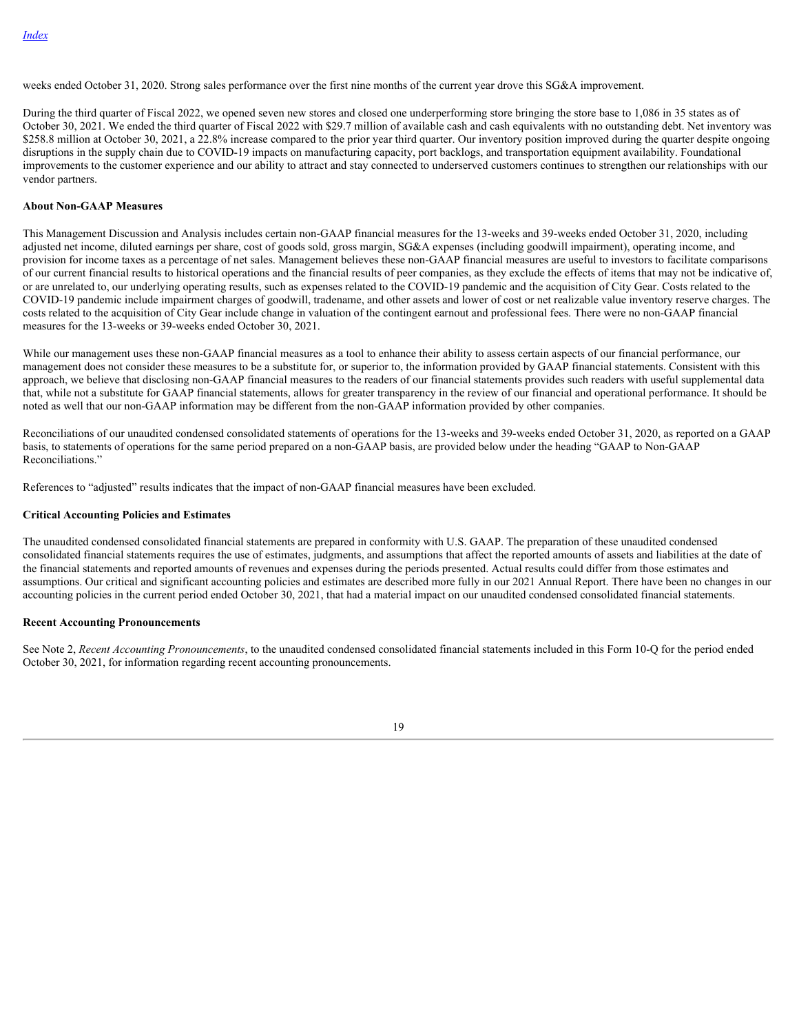weeks ended October 31, 2020. Strong sales performance over the first nine months of the current year drove this SG&A improvement.

During the third quarter of Fiscal 2022, we opened seven new stores and closed one underperforming store bringing the store base to 1,086 in 35 states as of October 30, 2021. We ended the third quarter of Fiscal 2022 with $29.7 million of available cash and cash equivalents with no outstanding debt. Net inventory was $258.8 million at October 30, 2021, a 22.8% increase compared to the prior year third quarter. Our inventory position improved during the quarter despite ongoing disruptions in the supply chain due to COVID-19 impacts on manufacturing capacity, port backlogs, and transportation equipment availability. Foundational improvements to the customer experience and our ability to attract and stay connected to underserved customers continues to strengthen our relationships with our vendor partners.

**About Non-GAAP Measures**

This Management Discussion and Analysis includes certain non-GAAP financial measures for the 13-weeks and 39-weeks ended October 31, 2020, including adjusted net income, diluted earnings per share, cost of goods sold, gross margin, SG&A expenses (including goodwill impairment), operating income, and provision for income taxes as a percentage of net sales. Management believes these non-GAAP financial measures are useful to investors to facilitate comparisons of our current financial results to historical operations and the financial results of peer companies, as they exclude the effects of items that may not be indicative of, or are unrelated to, our underlying operating results, such as expenses related to the COVID-19 pandemic and the acquisition of City Gear. Costs related to the COVID-19 pandemic include impairment charges of goodwill, tradename, and other assets and lower of cost or net realizable value inventory reserve charges. The costs related to the acquisition of City Gear include change in valuation of the contingent earnout and professional fees. There were no non-GAAP financial measures for the 13-weeks or 39-weeks ended October 30, 2021.

While our management uses these non-GAAP financial measures as a tool to enhance their ability to assess certain aspects of our financial performance, our management does not consider these measures to be a substitute for, or superior to, the information provided by GAAP financial statements. Consistent with this approach, we believe that disclosing non-GAAP financial measures to the readers of our financial statements provides such readers with useful supplemental data that, while not a substitute for GAAP financial statements, allows for greater transparency in the review of our financial and operational performance. It should be noted as well that our non-GAAP information may be different from the non-GAAP information provided by other companies.

Reconciliations of our unaudited condensed consolidated statements of operations for the 13-weeks and 39-weeks ended October 31, 2020, as reported on a GAAP basis, to statements of operations for the same period prepared on a non-GAAP basis, are provided below under the heading "GAAP to Non-GAAP Reconciliations."

References to "adjusted" results indicates that the impact of non-GAAP financial measures have been excluded.

**Critical Accounting Policies and Estimates**

The unaudited condensed consolidated financial statements are prepared in conformity with U.S. GAAP. The preparation of these unaudited condensed consolidated financial statements requires the use of estimates, judgments, and assumptions that affect the reported amounts of assets and liabilities at the date of the financial statements and reported amounts of revenues and expenses during the periods presented. Actual results could differ from those estimates and assumptions. Our critical and significant accounting policies and estimates are described more fully in our 2021 Annual Report. There have been no changes in our accounting policies in the current period ended October 30, 2021, that had a material impact on our unaudited condensed consolidated financial statements.

**Recent Accounting Pronouncements**

See Note 2, *Recent Accounting Pronouncements*, to the unaudited condensed consolidated financial statements included in this Form 10-Q for the period ended October 30, 2021, for information regarding recent accounting pronouncements.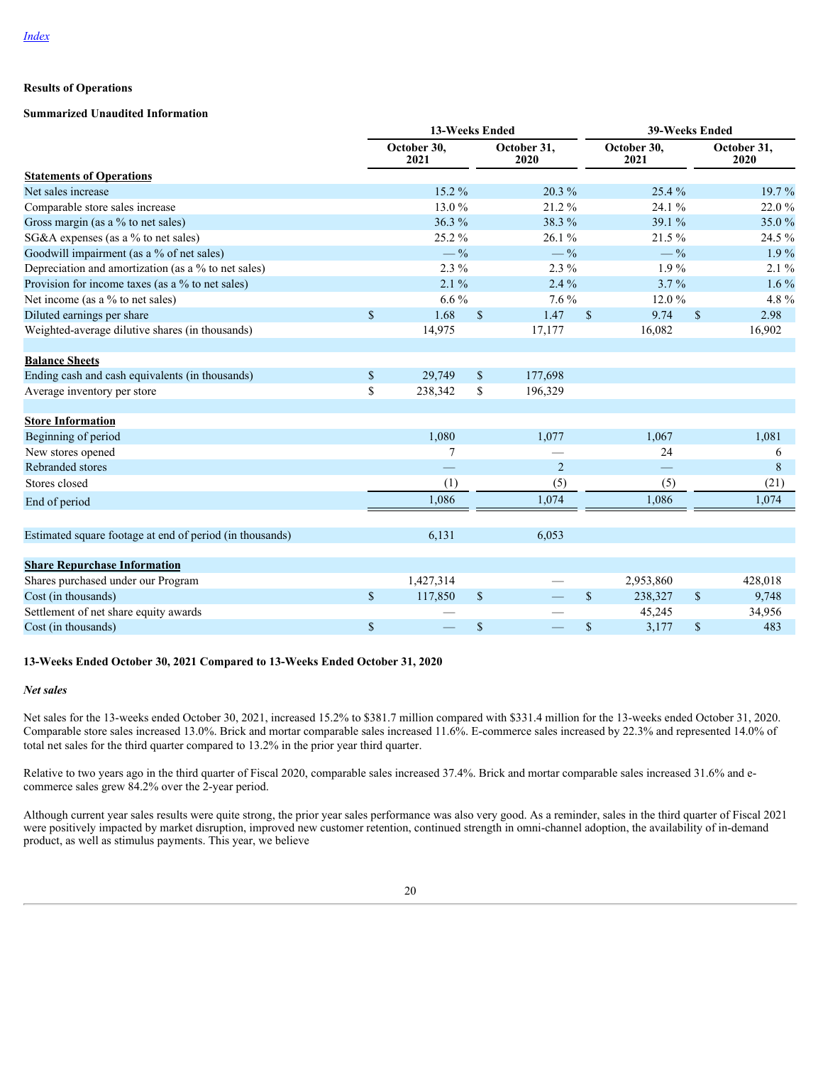[Index](#)

**Results of Operations**

**Summarized Unaudited Information**

| | 13-Weeks Ended | | 39-Weeks Ended | |
|---|---|---|---|---|
| | October 30, 2021 | October 31, 2020 | October 30, 2021 | October 31, 2020 |
| **Statements of Operations** | | | | |
| Net sales increase | 15.2 % | 20.3 % | 25.4 % | 19.7 % |
| Comparable store sales increase | 13.0 % | 21.2 % | 24.1 % | 22.0 % |
| Gross margin (as a % to net sales) | 36.3 % | 38.3 % | 39.1 % | 35.0 % |
| SG&A expenses (as a % to net sales) | 25.2 % | 26.1 % | 21.5 % | 24.5 % |
| Goodwill impairment (as a % of net sales) | — % | — % | — % | 1.9 % |
| Depreciation and amortization (as a % to net sales) | 2.3 % | 2.3 % | 1.9 % | 2.1 % |
| Provision for income taxes (as a % to net sales) | 2.1 % | 2.4 % | 3.7 % | 1.6 % |
| Net income (as a % to net sales) | 6.6 % | 7.6 % | 12.0 % | 4.8 % |
| Diluted earnings per share | $ 1.68 | $ 1.47 | $ 9.74 | $ 2.98 |
| Weighted-average dilutive shares (in thousands) | 14,975 | 17,177 | 16,082 | 16,902 |
| | | | | |
| **Balance Sheets** | | | | |
| Ending cash and cash equivalents (in thousands) | $ 29,749 | $ 177,698 | | |
| Average inventory per store | $ 238,342 | $ 196,329 | | |
| | | | | |
| **Store Information** | | | | |
| Beginning of period | 1,080 | 1,077 | 1,067 | 1,081 |
| New stores opened | 7 | — | 24 | 6 |
| Rebranded stores | — | 2 | — | 8 |
| Stores closed | (1) | (5) | (5) | (21) |
| End of period | 1,086 | 1,074 | 1,086 | 1,074 |
| | | | | |
| Estimated square footage at end of period (in thousands) | 6,131 | 6,053 | | |
| | | | | |
| **Share Repurchase Information** | | | | |
| Shares purchased under our Program | 1,427,314 | — | 2,953,860 | 428,018 |
| Cost (in thousands) | $ 117,850 | $ — | $ 238,327 | $ 9,748 |
| Settlement of net share equity awards | — | — | 45,245 | 34,956 |
| Cost (in thousands) | $ — | $ — | $ 3,177 | $ 483 |

**13-Weeks Ended October 30, 2021 Compared to 13-Weeks Ended October 31, 2020**

***Net sales***

Net sales for the 13-weeks ended October 30, 2021, increased 15.2% to $381.7 million compared with $331.4 million for the 13-weeks ended October 31, 2020. Comparable store sales increased 13.0%. Brick and mortar comparable sales increased 11.6%. E-commerce sales increased by 22.3% and represented 14.0% of total net sales for the third quarter compared to 13.2% in the prior year third quarter.

Relative to two years ago in the third quarter of Fiscal 2020, comparable sales increased 37.4%. Brick and mortar comparable sales increased 31.6% and e-commerce sales grew 84.2% over the 2-year period.

Although current year sales results were quite strong, the prior year sales performance was also very good. As a reminder, sales in the third quarter of Fiscal 2021 were positively impacted by market disruption, improved new customer retention, continued strength in omni-channel adoption, the availability of in-demand product, as well as stimulus payments. This year, we believe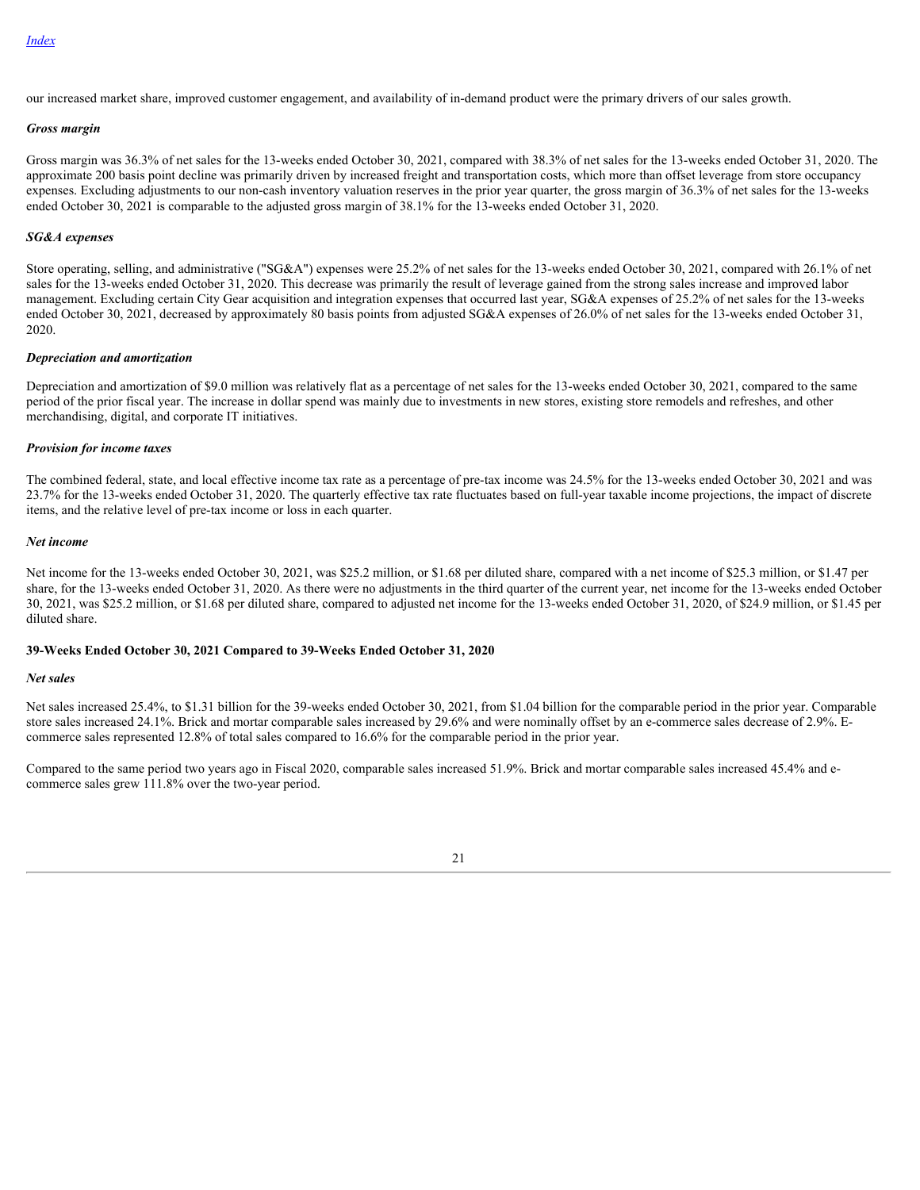our increased market share, improved customer engagement, and availability of in-demand product were the primary drivers of our sales growth.

***Gross margin***

Gross margin was 36.3% of net sales for the 13-weeks ended October 30, 2021, compared with 38.3% of net sales for the 13-weeks ended October 31, 2020. The approximate 200 basis point decline was primarily driven by increased freight and transportation costs, which more than offset leverage from store occupancy expenses. Excluding adjustments to our non-cash inventory valuation reserves in the prior year quarter, the gross margin of 36.3% of net sales for the 13-weeks ended October 30, 2021 is comparable to the adjusted gross margin of 38.1% for the 13-weeks ended October 31, 2020.

***SG&A expenses***

Store operating, selling, and administrative ("SG&A") expenses were 25.2% of net sales for the 13-weeks ended October 30, 2021, compared with 26.1% of net sales for the 13-weeks ended October 31, 2020. This decrease was primarily the result of leverage gained from the strong sales increase and improved labor management. Excluding certain City Gear acquisition and integration expenses that occurred last year, SG&A expenses of 25.2% of net sales for the 13-weeks ended October 30, 2021, decreased by approximately 80 basis points from adjusted SG&A expenses of 26.0% of net sales for the 13-weeks ended October 31, 2020.

***Depreciation and amortization***

Depreciation and amortization of $9.0 million was relatively flat as a percentage of net sales for the 13-weeks ended October 30, 2021, compared to the same period of the prior fiscal year. The increase in dollar spend was mainly due to investments in new stores, existing store remodels and refreshes, and other merchandising, digital, and corporate IT initiatives.

***Provision for income taxes***

The combined federal, state, and local effective income tax rate as a percentage of pre-tax income was 24.5% for the 13-weeks ended October 30, 2021 and was 23.7% for the 13-weeks ended October 31, 2020. The quarterly effective tax rate fluctuates based on full-year taxable income projections, the impact of discrete items, and the relative level of pre-tax income or loss in each quarter.

***Net income***

Net income for the 13-weeks ended October 30, 2021, was $25.2 million, or $1.68 per diluted share, compared with a net income of $25.3 million, or $1.47 per share, for the 13-weeks ended October 31, 2020. As there were no adjustments in the third quarter of the current year, net income for the 13-weeks ended October 30, 2021, was $25.2 million, or $1.68 per diluted share, compared to adjusted net income for the 13-weeks ended October 31, 2020, of $24.9 million, or $1.45 per diluted share.

**39-Weeks Ended October 30, 2021 Compared to 39-Weeks Ended October 31, 2020**

***Net sales***

Net sales increased 25.4%, to $1.31 billion for the 39-weeks ended October 30, 2021, from $1.04 billion for the comparable period in the prior year. Comparable store sales increased 24.1%. Brick and mortar comparable sales increased by 29.6% and were nominally offset by an e-commerce sales decrease of 2.9%. E-commerce sales represented 12.8% of total sales compared to 16.6% for the comparable period in the prior year.

Compared to the same period two years ago in Fiscal 2020, comparable sales increased 51.9%. Brick and mortar comparable sales increased 45.4% and e-commerce sales grew 111.8% over the two-year period.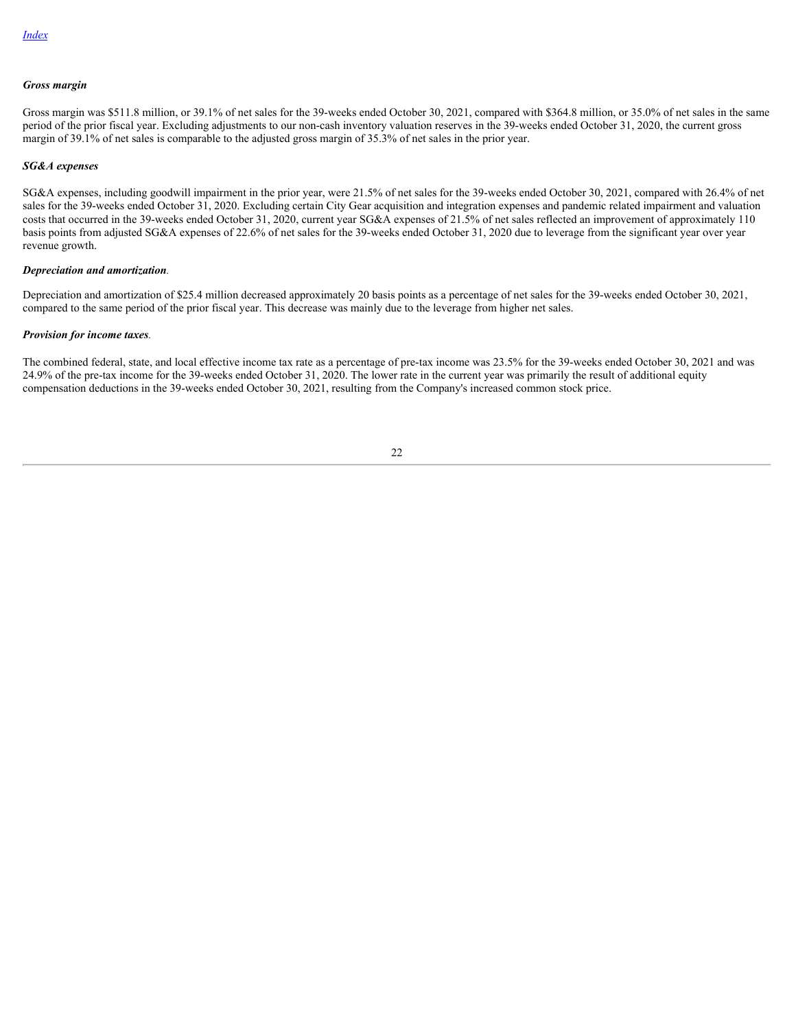*Gross margin*

Gross margin was $511.8 million, or 39.1% of net sales for the 39-weeks ended October 30, 2021, compared with $364.8 million, or 35.0% of net sales in the same period of the prior fiscal year. Excluding adjustments to our non-cash inventory valuation reserves in the 39-weeks ended October 31, 2020, the current gross margin of 39.1% of net sales is comparable to the adjusted gross margin of 35.3% of net sales in the prior year.

*SG&A expenses*

SG&A expenses, including goodwill impairment in the prior year, were 21.5% of net sales for the 39-weeks ended October 30, 2021, compared with 26.4% of net sales for the 39-weeks ended October 31, 2020. Excluding certain City Gear acquisition and integration expenses and pandemic related impairment and valuation costs that occurred in the 39-weeks ended October 31, 2020, current year SG&A expenses of 21.5% of net sales reflected an improvement of approximately 110 basis points from adjusted SG&A expenses of 22.6% of net sales for the 39-weeks ended October 31, 2020 due to leverage from the significant year over year revenue growth.

*Depreciation and amortization*.

Depreciation and amortization of $25.4 million decreased approximately 20 basis points as a percentage of net sales for the 39-weeks ended October 30, 2021, compared to the same period of the prior fiscal year. This decrease was mainly due to the leverage from higher net sales.

*Provision for income taxes*.

The combined federal, state, and local effective income tax rate as a percentage of pre-tax income was 23.5% for the 39-weeks ended October 30, 2021 and was 24.9% of the pre-tax income for the 39-weeks ended October 31, 2020. The lower rate in the current year was primarily the result of additional equity compensation deductions in the 39-weeks ended October 30, 2021, resulting from the Company's increased common stock price.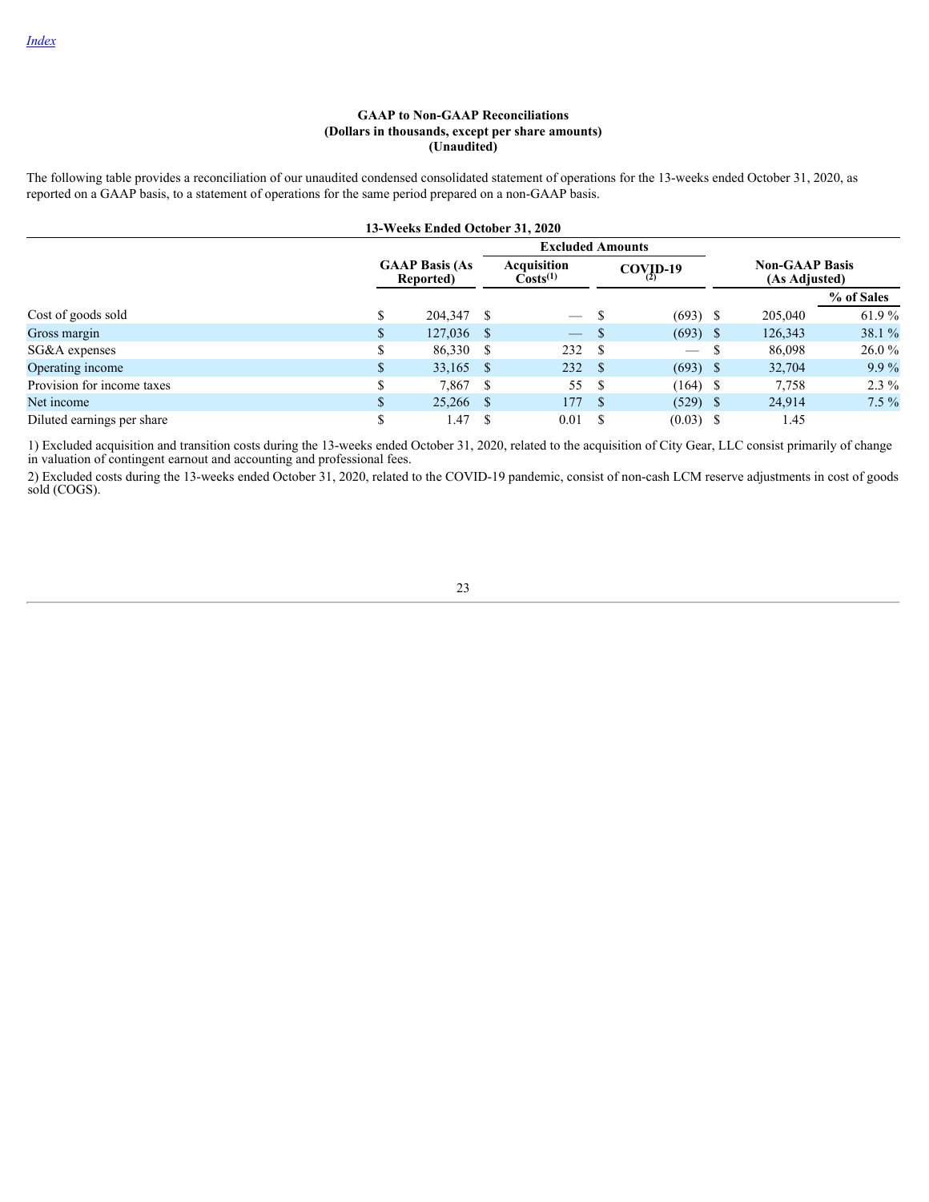Index

**GAAP to Non-GAAP Reconciliations**
**(Dollars in thousands, except per share amounts)**
**(Unaudited)**

The following table provides a reconciliation of our unaudited condensed consolidated statement of operations for the 13-weeks ended October 31, 2020, as reported on a GAAP basis, to a statement of operations for the same period prepared on a non-GAAP basis.

**13-Weeks Ended October 31, 2020**

| | GAAP Basis (As Reported) | Excluded Amounts | | Non-GAAP Basis (As Adjusted) | |
|---|---|---|---|---|---|
| | | Acquisition Costs(1) | COVID-19 (2) | | % of Sales |
| Cost of goods sold | $ 204,347 | $ — | $ (693) | $ 205,040 | 61.9 % |
| Gross margin | $ 127,036 | $ — | $ (693) | $ 126,343 | 38.1 % |
| SG&A expenses | $ 86,330 | $ 232 | $ — | $ 86,098 | 26.0 % |
| Operating income | $ 33,165 | $ 232 | $ (693) | $ 32,704 | 9.9 % |
| Provision for income taxes | $ 7,867 | $ 55 | $ (164) | $ 7,758 | 2.3 % |
| Net income | $ 25,266 | $ 177 | $ (529) | $ 24,914 | 7.5 % |
| Diluted earnings per share | $ 1.47 | $ 0.01 | $ (0.03) | $ 1.45 | |

1) Excluded acquisition and transition costs during the 13-weeks ended October 31, 2020, related to the acquisition of City Gear, LLC consist primarily of change in valuation of contingent earnout and accounting and professional fees.

2) Excluded costs during the 13-weeks ended October 31, 2020, related to the COVID-19 pandemic, consist of non-cash LCM reserve adjustments in cost of goods sold (COGS).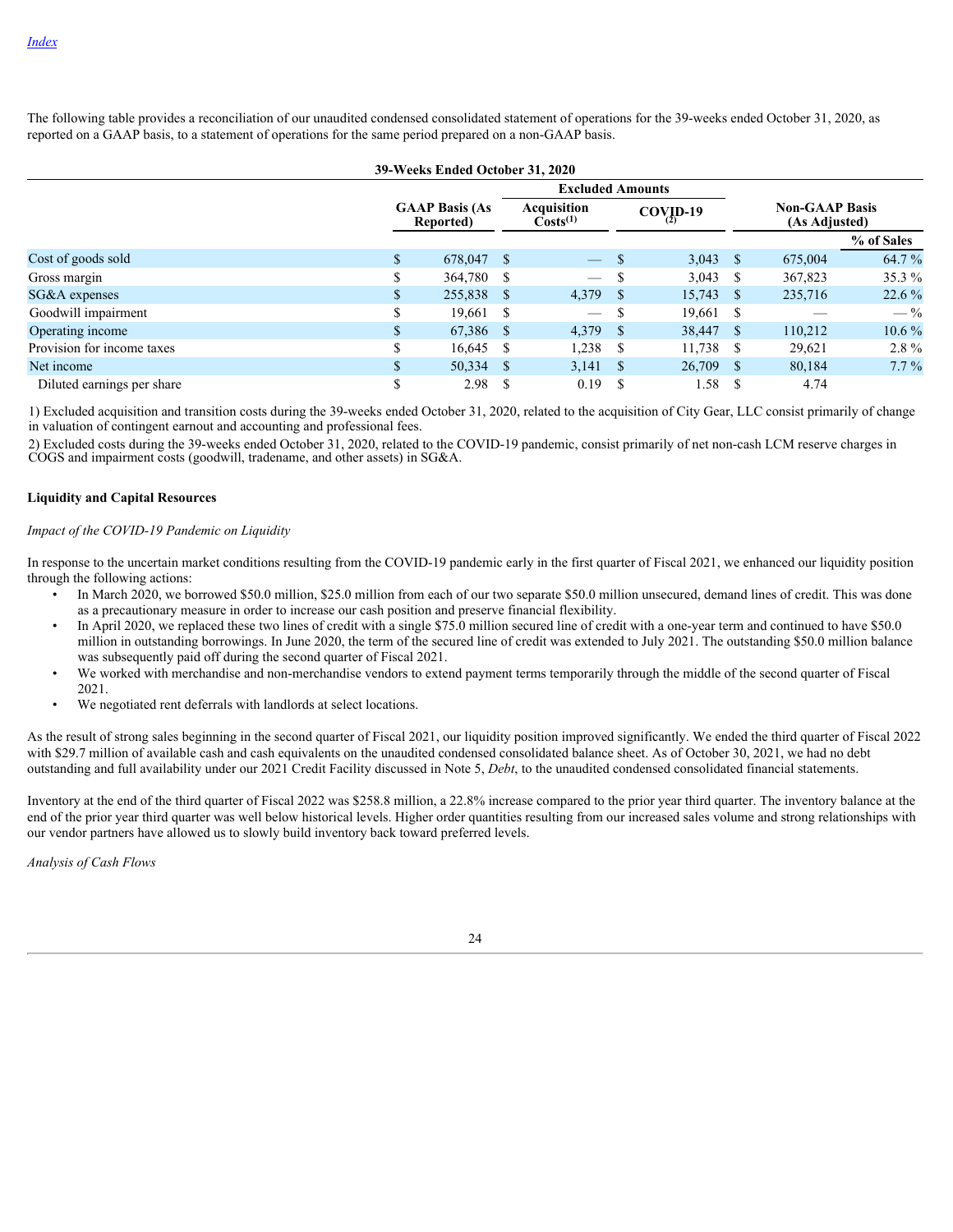[Index](#)

The following table provides a reconciliation of our unaudited condensed consolidated statement of operations for the 39-weeks ended October 31, 2020, as reported on a GAAP basis, to a statement of operations for the same period prepared on a non-GAAP basis.

| 39-Weeks Ended October 31, 2020 | | | | | |
|---|---|---|---|---|---|
| | | Excluded Amounts | | | |
| | GAAP Basis (As Reported) | Acquisition Costs(1) | COVID-19 (2) | Non-GAAP Basis (As Adjusted) | |
| | | | | | % of Sales |
| Cost of goods sold | $ 678,047 | $ — | $ 3,043 | $ 675,004 | 64.7 % |
| Gross margin | $ 364,780 | $ — | $ 3,043 | $ 367,823 | 35.3 % |
| SG&A expenses | $ 255,838 | $ 4,379 | $ 15,743 | $ 235,716 | 22.6 % |
| Goodwill impairment | $ 19,661 | $ — | $ 19,661 | $ — | — % |
| Operating income | $ 67,386 | $ 4,379 | $ 38,447 | $ 110,212 | 10.6 % |
| Provision for income taxes | $ 16,645 | $ 1,238 | $ 11,738 | $ 29,621 | 2.8 % |
| Net income | $ 50,334 | $ 3,141 | $ 26,709 | $ 80,184 | 7.7 % |
| Diluted earnings per share | $ 2.98 | $ 0.19 | $ 1.58 | $ 4.74 | |

1) Excluded acquisition and transition costs during the 39-weeks ended October 31, 2020, related to the acquisition of City Gear, LLC consist primarily of change in valuation of contingent earnout and accounting and professional fees.

2) Excluded costs during the 39-weeks ended October 31, 2020, related to the COVID-19 pandemic, consist primarily of net non-cash LCM reserve charges in COGS and impairment costs (goodwill, tradename, and other assets) in SG&A.

**Liquidity and Capital Resources**

*Impact of the COVID-19 Pandemic on Liquidity*

In response to the uncertain market conditions resulting from the COVID-19 pandemic early in the first quarter of Fiscal 2021, we enhanced our liquidity position through the following actions:

- In March 2020, we borrowed $50.0 million, $25.0 million from each of our two separate $50.0 million unsecured, demand lines of credit. This was done as a precautionary measure in order to increase our cash position and preserve financial flexibility.
- In April 2020, we replaced these two lines of credit with a single $75.0 million secured line of credit with a one-year term and continued to have $50.0 million in outstanding borrowings. In June 2020, the term of the secured line of credit was extended to July 2021. The outstanding $50.0 million balance was subsequently paid off during the second quarter of Fiscal 2021.
- We worked with merchandise and non-merchandise vendors to extend payment terms temporarily through the middle of the second quarter of Fiscal 2021.
- We negotiated rent deferrals with landlords at select locations.

As the result of strong sales beginning in the second quarter of Fiscal 2021, our liquidity position improved significantly. We ended the third quarter of Fiscal 2022 with $29.7 million of available cash and cash equivalents on the unaudited condensed consolidated balance sheet. As of October 30, 2021, we had no debt outstanding and full availability under our 2021 Credit Facility discussed in Note 5, *Debt*, to the unaudited condensed consolidated financial statements.

Inventory at the end of the third quarter of Fiscal 2022 was $258.8 million, a 22.8% increase compared to the prior year third quarter. The inventory balance at the end of the prior year third quarter was well below historical levels. Higher order quantities resulting from our increased sales volume and strong relationships with our vendor partners have allowed us to slowly build inventory back toward preferred levels.

*Analysis of Cash Flows*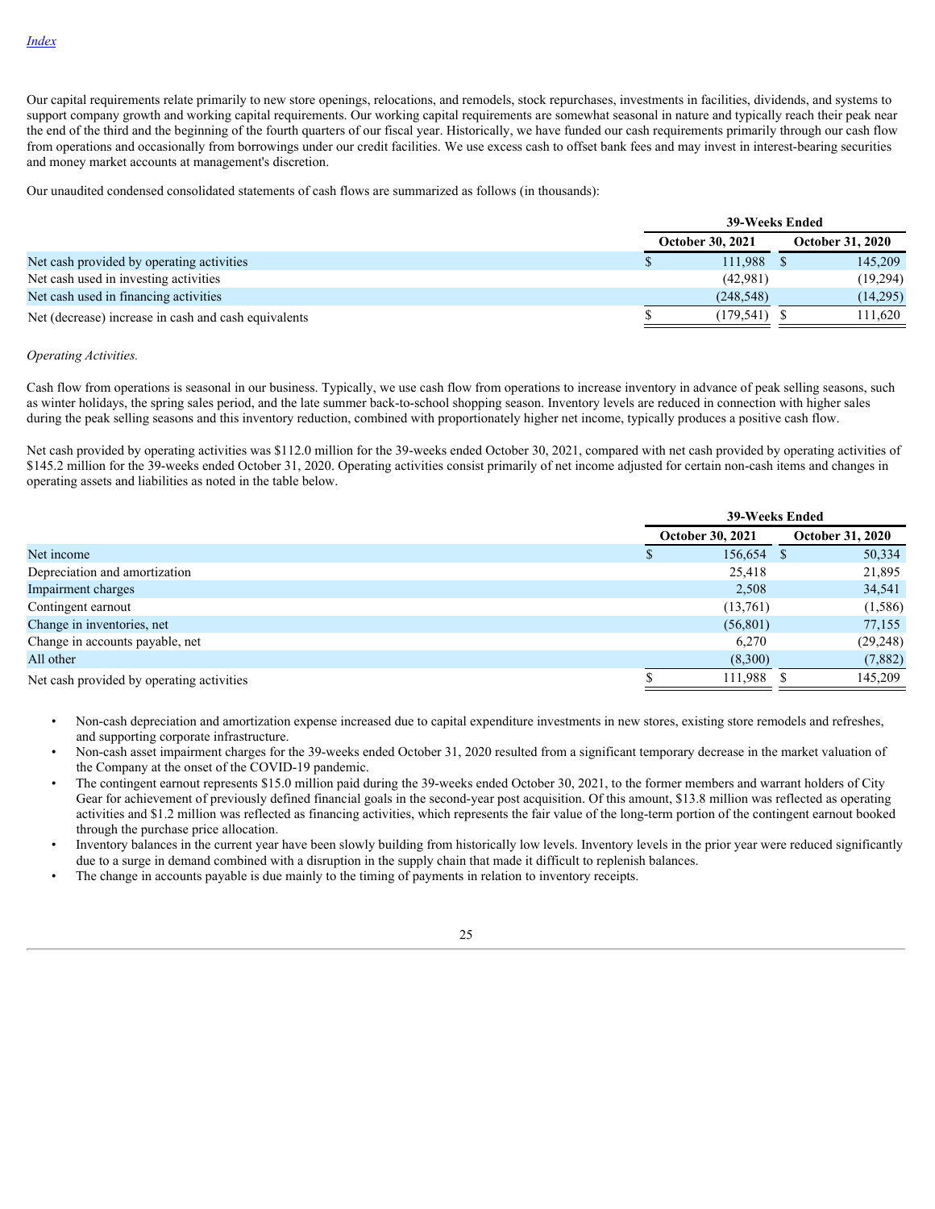[Index](#)

Our capital requirements relate primarily to new store openings, relocations, and remodels, stock repurchases, investments in facilities, dividends, and systems to support company growth and working capital requirements. Our working capital requirements are somewhat seasonal in nature and typically reach their peak near the end of the third and the beginning of the fourth quarters of our fiscal year. Historically, we have funded our cash requirements primarily through our cash flow from operations and occasionally from borrowings under our credit facilities. We use excess cash to offset bank fees and may invest in interest-bearing securities and money market accounts at management's discretion.

Our unaudited condensed consolidated statements of cash flows are summarized as follows (in thousands):

| | 39-Weeks Ended | |
|---|---|---|
| | October 30, 2021 | October 31, 2020 |
| Net cash provided by operating activities | $ 111,988 | $ 145,209 |
| Net cash used in investing activities | (42,981) | (19,294) |
| Net cash used in financing activities | (248,548) | (14,295) |
| Net (decrease) increase in cash and cash equivalents | $ (179,541) | $ 111,620 |

*Operating Activities.*

Cash flow from operations is seasonal in our business. Typically, we use cash flow from operations to increase inventory in advance of peak selling seasons, such as winter holidays, the spring sales period, and the late summer back-to-school shopping season. Inventory levels are reduced in connection with higher sales during the peak selling seasons and this inventory reduction, combined with proportionately higher net income, typically produces a positive cash flow.

Net cash provided by operating activities was $112.0 million for the 39-weeks ended October 30, 2021, compared with net cash provided by operating activities of $145.2 million for the 39-weeks ended October 31, 2020. Operating activities consist primarily of net income adjusted for certain non-cash items and changes in operating assets and liabilities as noted in the table below.

| | 39-Weeks Ended | |
|---|---|---|
| | October 30, 2021 | October 31, 2020 |
| Net income | $ 156,654 | $ 50,334 |
| Depreciation and amortization | 25,418 | 21,895 |
| Impairment charges | 2,508 | 34,541 |
| Contingent earnout | (13,761) | (1,586) |
| Change in inventories, net | (56,801) | 77,155 |
| Change in accounts payable, net | 6,270 | (29,248) |
| All other | (8,300) | (7,882) |
| Net cash provided by operating activities | $ 111,988 | $ 145,209 |

- Non-cash depreciation and amortization expense increased due to capital expenditure investments in new stores, existing store remodels and refreshes, and supporting corporate infrastructure.
- Non-cash asset impairment charges for the 39-weeks ended October 31, 2020 resulted from a significant temporary decrease in the market valuation of the Company at the onset of the COVID-19 pandemic.
- The contingent earnout represents $15.0 million paid during the 39-weeks ended October 30, 2021, to the former members and warrant holders of City Gear for achievement of previously defined financial goals in the second-year post acquisition. Of this amount, $13.8 million was reflected as operating activities and $1.2 million was reflected as financing activities, which represents the fair value of the long-term portion of the contingent earnout booked through the purchase price allocation.
- Inventory balances in the current year have been slowly building from historically low levels. Inventory levels in the prior year were reduced significantly due to a surge in demand combined with a disruption in the supply chain that made it difficult to replenish balances.
- The change in accounts payable is due mainly to the timing of payments in relation to inventory receipts.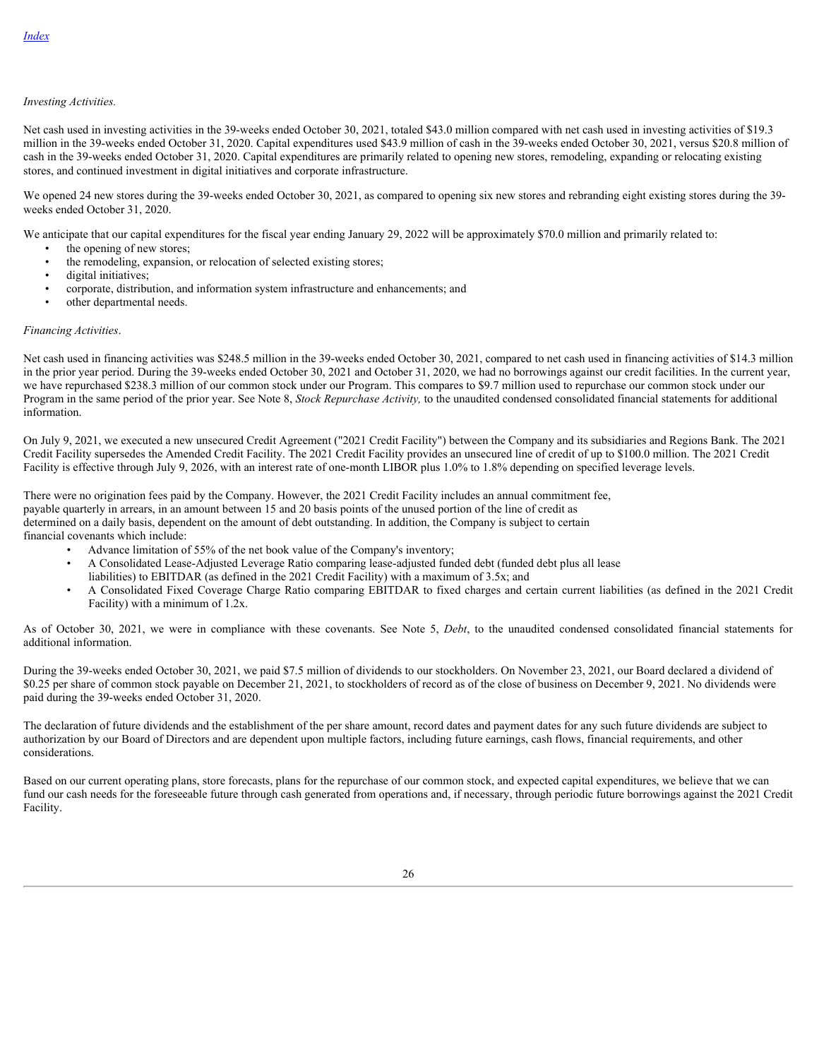*Investing Activities.*

Net cash used in investing activities in the 39-weeks ended October 30, 2021, totaled $43.0 million compared with net cash used in investing activities of $19.3 million in the 39-weeks ended October 31, 2020. Capital expenditures used $43.9 million of cash in the 39-weeks ended October 30, 2021, versus $20.8 million of cash in the 39-weeks ended October 31, 2020. Capital expenditures are primarily related to opening new stores, remodeling, expanding or relocating existing stores, and continued investment in digital initiatives and corporate infrastructure.

We opened 24 new stores during the 39-weeks ended October 30, 2021, as compared to opening six new stores and rebranding eight existing stores during the 39-weeks ended October 31, 2020.

We anticipate that our capital expenditures for the fiscal year ending January 29, 2022 will be approximately $70.0 million and primarily related to:

- the opening of new stores;
- the remodeling, expansion, or relocation of selected existing stores;
- digital initiatives;
- corporate, distribution, and information system infrastructure and enhancements; and
- other departmental needs.

*Financing Activities*.

Net cash used in financing activities was $248.5 million in the 39-weeks ended October 30, 2021, compared to net cash used in financing activities of $14.3 million in the prior year period. During the 39-weeks ended October 30, 2021 and October 31, 2020, we had no borrowings against our credit facilities. In the current year, we have repurchased $238.3 million of our common stock under our Program. This compares to $9.7 million used to repurchase our common stock under our Program in the same period of the prior year. See Note 8, *Stock Repurchase Activity,* to the unaudited condensed consolidated financial statements for additional information.

On July 9, 2021, we executed a new unsecured Credit Agreement ("2021 Credit Facility") between the Company and its subsidiaries and Regions Bank. The 2021 Credit Facility supersedes the Amended Credit Facility. The 2021 Credit Facility provides an unsecured line of credit of up to $100.0 million. The 2021 Credit Facility is effective through July 9, 2026, with an interest rate of one-month LIBOR plus 1.0% to 1.8% depending on specified leverage levels.

There were no origination fees paid by the Company. However, the 2021 Credit Facility includes an annual commitment fee, payable quarterly in arrears, in an amount between 15 and 20 basis points of the unused portion of the line of credit as determined on a daily basis, dependent on the amount of debt outstanding. In addition, the Company is subject to certain financial covenants which include:

- Advance limitation of 55% of the net book value of the Company's inventory;
- A Consolidated Lease-Adjusted Leverage Ratio comparing lease-adjusted funded debt (funded debt plus all lease liabilities) to EBITDAR (as defined in the 2021 Credit Facility) with a maximum of 3.5x; and
- A Consolidated Fixed Coverage Charge Ratio comparing EBITDAR to fixed charges and certain current liabilities (as defined in the 2021 Credit Facility) with a minimum of 1.2x.

As of October 30, 2021, we were in compliance with these covenants. See Note 5, *Debt*, to the unaudited condensed consolidated financial statements for additional information.

During the 39-weeks ended October 30, 2021, we paid $7.5 million of dividends to our stockholders. On November 23, 2021, our Board declared a dividend of $0.25 per share of common stock payable on December 21, 2021, to stockholders of record as of the close of business on December 9, 2021. No dividends were paid during the 39-weeks ended October 31, 2020.

The declaration of future dividends and the establishment of the per share amount, record dates and payment dates for any such future dividends are subject to authorization by our Board of Directors and are dependent upon multiple factors, including future earnings, cash flows, financial requirements, and other considerations.

Based on our current operating plans, store forecasts, plans for the repurchase of our common stock, and expected capital expenditures, we believe that we can fund our cash needs for the foreseeable future through cash generated from operations and, if necessary, through periodic future borrowings against the 2021 Credit Facility.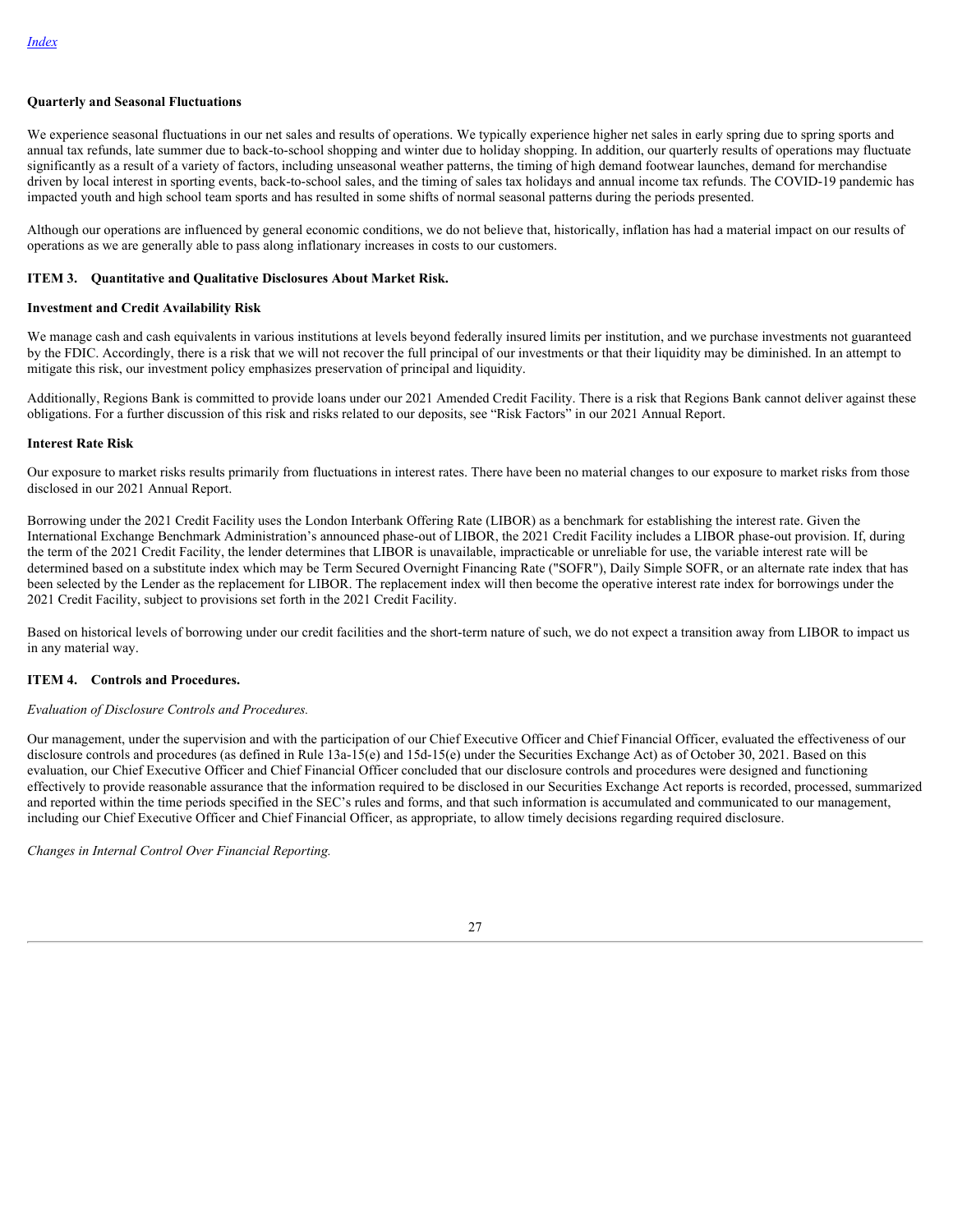**Quarterly and Seasonal Fluctuations**

We experience seasonal fluctuations in our net sales and results of operations. We typically experience higher net sales in early spring due to spring sports and annual tax refunds, late summer due to back-to-school shopping and winter due to holiday shopping. In addition, our quarterly results of operations may fluctuate significantly as a result of a variety of factors, including unseasonal weather patterns, the timing of high demand footwear launches, demand for merchandise driven by local interest in sporting events, back-to-school sales, and the timing of sales tax holidays and annual income tax refunds. The COVID-19 pandemic has impacted youth and high school team sports and has resulted in some shifts of normal seasonal patterns during the periods presented.

Although our operations are influenced by general economic conditions, we do not believe that, historically, inflation has had a material impact on our results of operations as we are generally able to pass along inflationary increases in costs to our customers.

## ITEM 3. Quantitative and Qualitative Disclosures About Market Risk.

**Investment and Credit Availability Risk**

We manage cash and cash equivalents in various institutions at levels beyond federally insured limits per institution, and we purchase investments not guaranteed by the FDIC. Accordingly, there is a risk that we will not recover the full principal of our investments or that their liquidity may be diminished. In an attempt to mitigate this risk, our investment policy emphasizes preservation of principal and liquidity.

Additionally, Regions Bank is committed to provide loans under our 2021 Amended Credit Facility. There is a risk that Regions Bank cannot deliver against these obligations. For a further discussion of this risk and risks related to our deposits, see "Risk Factors" in our 2021 Annual Report.

**Interest Rate Risk**

Our exposure to market risks results primarily from fluctuations in interest rates. There have been no material changes to our exposure to market risks from those disclosed in our 2021 Annual Report.

Borrowing under the 2021 Credit Facility uses the London Interbank Offering Rate (LIBOR) as a benchmark for establishing the interest rate. Given the International Exchange Benchmark Administration's announced phase-out of LIBOR, the 2021 Credit Facility includes a LIBOR phase-out provision. If, during the term of the 2021 Credit Facility, the lender determines that LIBOR is unavailable, impracticable or unreliable for use, the variable interest rate will be determined based on a substitute index which may be Term Secured Overnight Financing Rate ("SOFR"), Daily Simple SOFR, or an alternate rate index that has been selected by the Lender as the replacement for LIBOR. The replacement index will then become the operative interest rate index for borrowings under the 2021 Credit Facility, subject to provisions set forth in the 2021 Credit Facility.

Based on historical levels of borrowing under our credit facilities and the short-term nature of such, we do not expect a transition away from LIBOR to impact us in any material way.

## ITEM 4. Controls and Procedures.

*Evaluation of Disclosure Controls and Procedures.*

Our management, under the supervision and with the participation of our Chief Executive Officer and Chief Financial Officer, evaluated the effectiveness of our disclosure controls and procedures (as defined in Rule 13a-15(e) and 15d-15(e) under the Securities Exchange Act) as of October 30, 2021. Based on this evaluation, our Chief Executive Officer and Chief Financial Officer concluded that our disclosure controls and procedures were designed and functioning effectively to provide reasonable assurance that the information required to be disclosed in our Securities Exchange Act reports is recorded, processed, summarized and reported within the time periods specified in the SEC's rules and forms, and that such information is accumulated and communicated to our management, including our Chief Executive Officer and Chief Financial Officer, as appropriate, to allow timely decisions regarding required disclosure.

*Changes in Internal Control Over Financial Reporting.*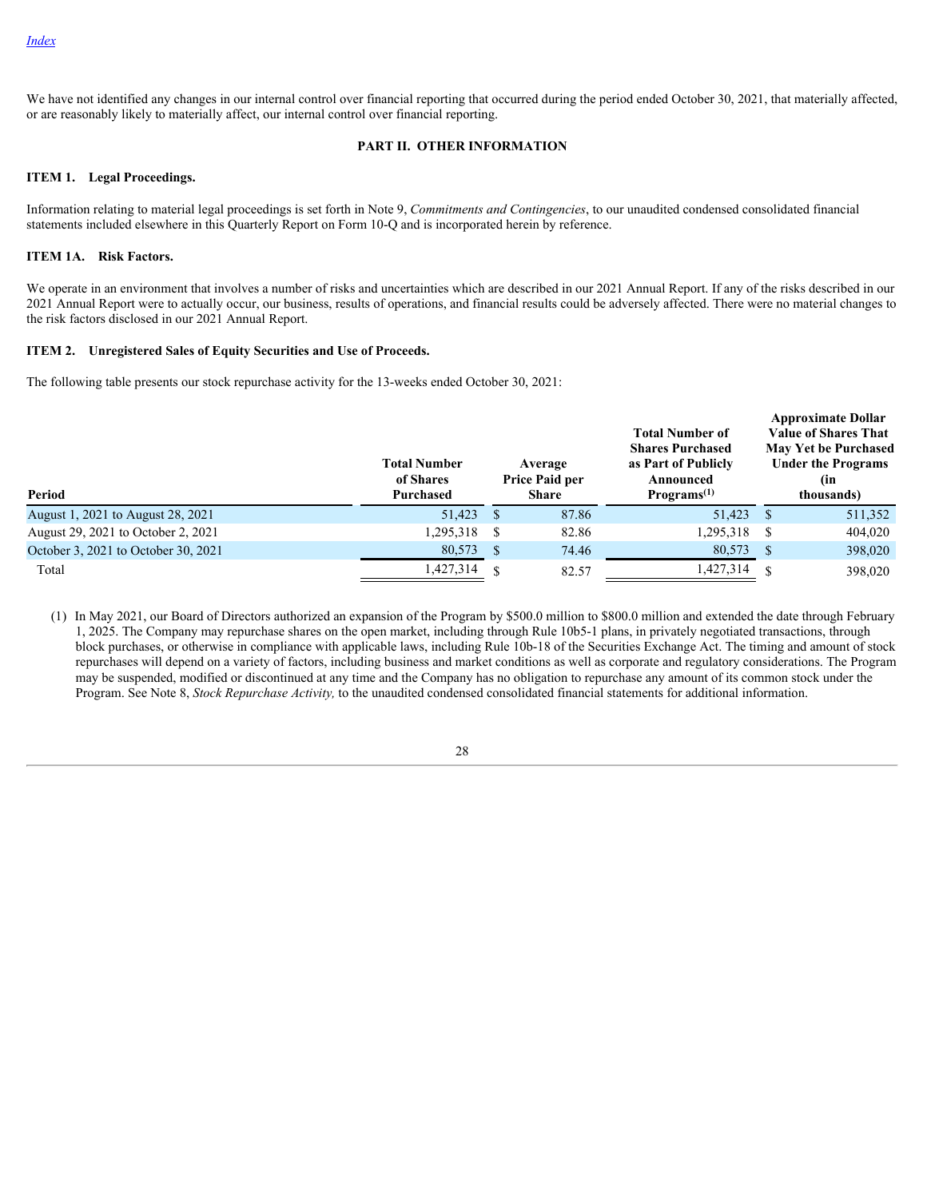[Index](#)

We have not identified any changes in our internal control over financial reporting that occurred during the period ended October 30, 2021, that materially affected, or are reasonably likely to materially affect, our internal control over financial reporting.

## PART II. OTHER INFORMATION

### ITEM 1. Legal Proceedings.

Information relating to material legal proceedings is set forth in Note 9, *Commitments and Contingencies*, to our unaudited condensed consolidated financial statements included elsewhere in this Quarterly Report on Form 10-Q and is incorporated herein by reference.

### ITEM 1A. Risk Factors.

We operate in an environment that involves a number of risks and uncertainties which are described in our 2021 Annual Report. If any of the risks described in our 2021 Annual Report were to actually occur, our business, results of operations, and financial results could be adversely affected. There were no material changes to the risk factors disclosed in our 2021 Annual Report.

### ITEM 2. Unregistered Sales of Equity Securities and Use of Proceeds.

The following table presents our stock repurchase activity for the 13-weeks ended October 30, 2021:

| Period | Total Number of Shares Purchased | Average Price Paid per Share | Total Number of Shares Purchased as Part of Publicly Announced Programs[(1)] | Approximate Dollar Value of Shares That May Yet be Purchased Under the Programs (in thousands) |
|---|---|---|---|---|
| August 1, 2021 to August 28, 2021 | 51,423 | $ 87.86 | 51,423 | $ 511,352 |
| August 29, 2021 to October 2, 2021 | 1,295,318 | $ 82.86 | 1,295,318 | $ 404,020 |
| October 3, 2021 to October 30, 2021 | 80,573 | $ 74.46 | 80,573 | $ 398,020 |
| Total | 1,427,314 | $ 82.57 | 1,427,314 | $ 398,020 |

(1) In May 2021, our Board of Directors authorized an expansion of the Program by $500.0 million to $800.0 million and extended the date through February 1, 2025. The Company may repurchase shares on the open market, including through Rule 10b5-1 plans, in privately negotiated transactions, through block purchases, or otherwise in compliance with applicable laws, including Rule 10b-18 of the Securities Exchange Act. The timing and amount of stock repurchases will depend on a variety of factors, including business and market conditions as well as corporate and regulatory considerations. The Program may be suspended, modified or discontinued at any time and the Company has no obligation to repurchase any amount of its common stock under the Program. See Note 8, *Stock Repurchase Activity,* to the unaudited condensed consolidated financial statements for additional information.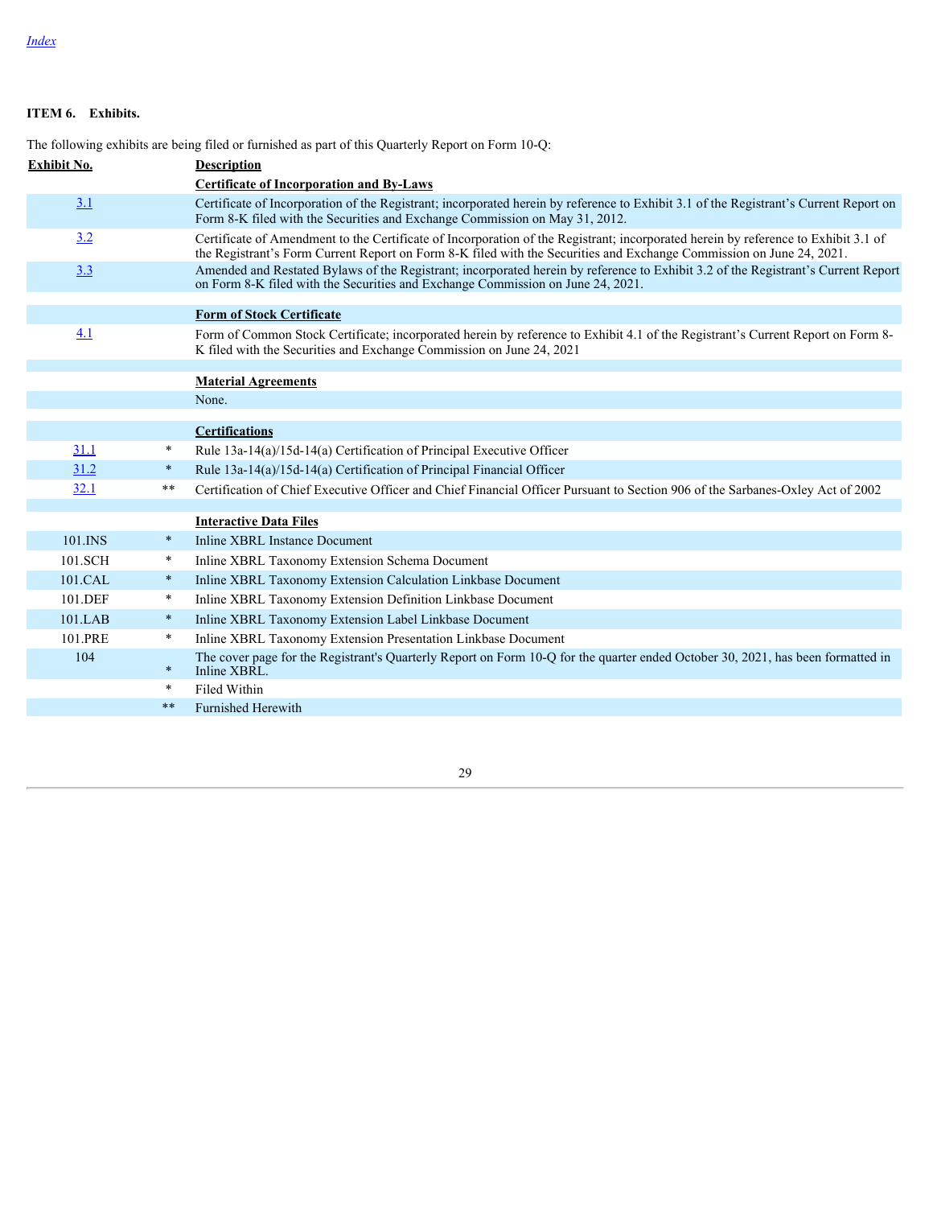[Index](#)

**ITEM 6. Exhibits.**

The following exhibits are being filed or furnished as part of this Quarterly Report on Form 10-Q:

| Exhibit No. | | Description |
|---|---|---|
| | | **Certificate of Incorporation and By-Laws** |
| 3.1 | | Certificate of Incorporation of the Registrant; incorporated herein by reference to Exhibit 3.1 of the Registrant's Current Report on Form 8-K filed with the Securities and Exchange Commission on May 31, 2012. |
| 3.2 | | Certificate of Amendment to the Certificate of Incorporation of the Registrant; incorporated herein by reference to Exhibit 3.1 of the Registrant's Form Current Report on Form 8-K filed with the Securities and Exchange Commission on June 24, 2021. |
| 3.3 | | Amended and Restated Bylaws of the Registrant; incorporated herein by reference to Exhibit 3.2 of the Registrant's Current Report on Form 8-K filed with the Securities and Exchange Commission on June 24, 2021. |
| | | **Form of Stock Certificate** |
| 4.1 | | Form of Common Stock Certificate; incorporated herein by reference to Exhibit 4.1 of the Registrant's Current Report on Form 8-K filed with the Securities and Exchange Commission on June 24, 2021 |
| | | **Material Agreements** |
| | | None. |
| | | **Certifications** |
| 31.1 | * | Rule 13a-14(a)/15d-14(a) Certification of Principal Executive Officer |
| 31.2 | * | Rule 13a-14(a)/15d-14(a) Certification of Principal Financial Officer |
| 32.1 | ** | Certification of Chief Executive Officer and Chief Financial Officer Pursuant to Section 906 of the Sarbanes-Oxley Act of 2002 |
| | | **Interactive Data Files** |
| 101.INS | * | Inline XBRL Instance Document |
| 101.SCH | * | Inline XBRL Taxonomy Extension Schema Document |
| 101.CAL | * | Inline XBRL Taxonomy Extension Calculation Linkbase Document |
| 101.DEF | * | Inline XBRL Taxonomy Extension Definition Linkbase Document |
| 101.LAB | * | Inline XBRL Taxonomy Extension Label Linkbase Document |
| 101.PRE | * | Inline XBRL Taxonomy Extension Presentation Linkbase Document |
| 104 | * | The cover page for the Registrant's Quarterly Report on Form 10-Q for the quarter ended October 30, 2021, has been formatted in Inline XBRL. |
| | * | Filed Within |
| | ** | Furnished Herewith |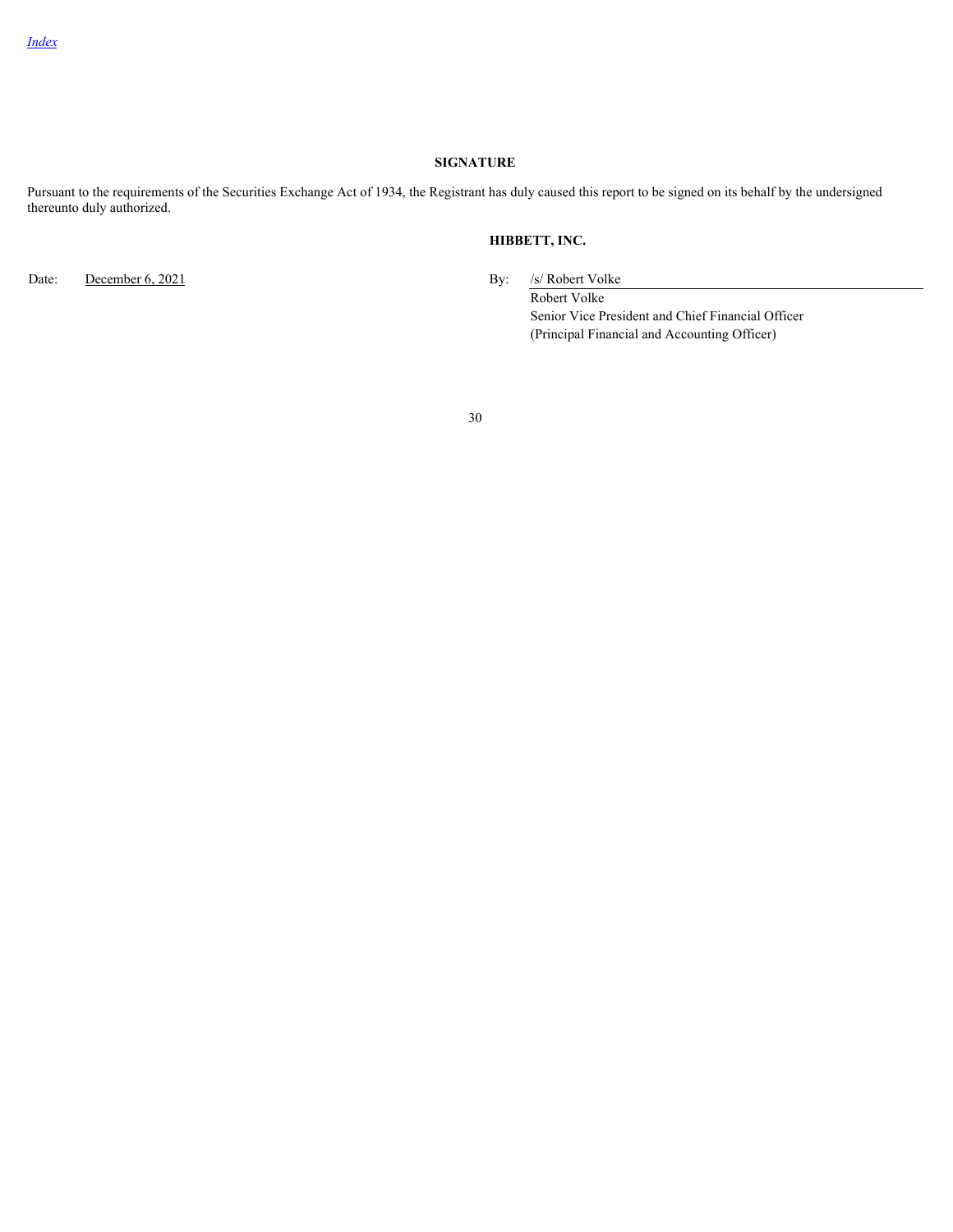## SIGNATURE

Pursuant to the requirements of the Securities Exchange Act of 1934, the Registrant has duly caused this report to be signed on its behalf by the undersigned thereunto duly authorized.

**HIBBETT, INC.**

Date: December 6, 2021

By: /s/ Robert Volke
Robert Volke
Senior Vice President and Chief Financial Officer
(Principal Financial and Accounting Officer)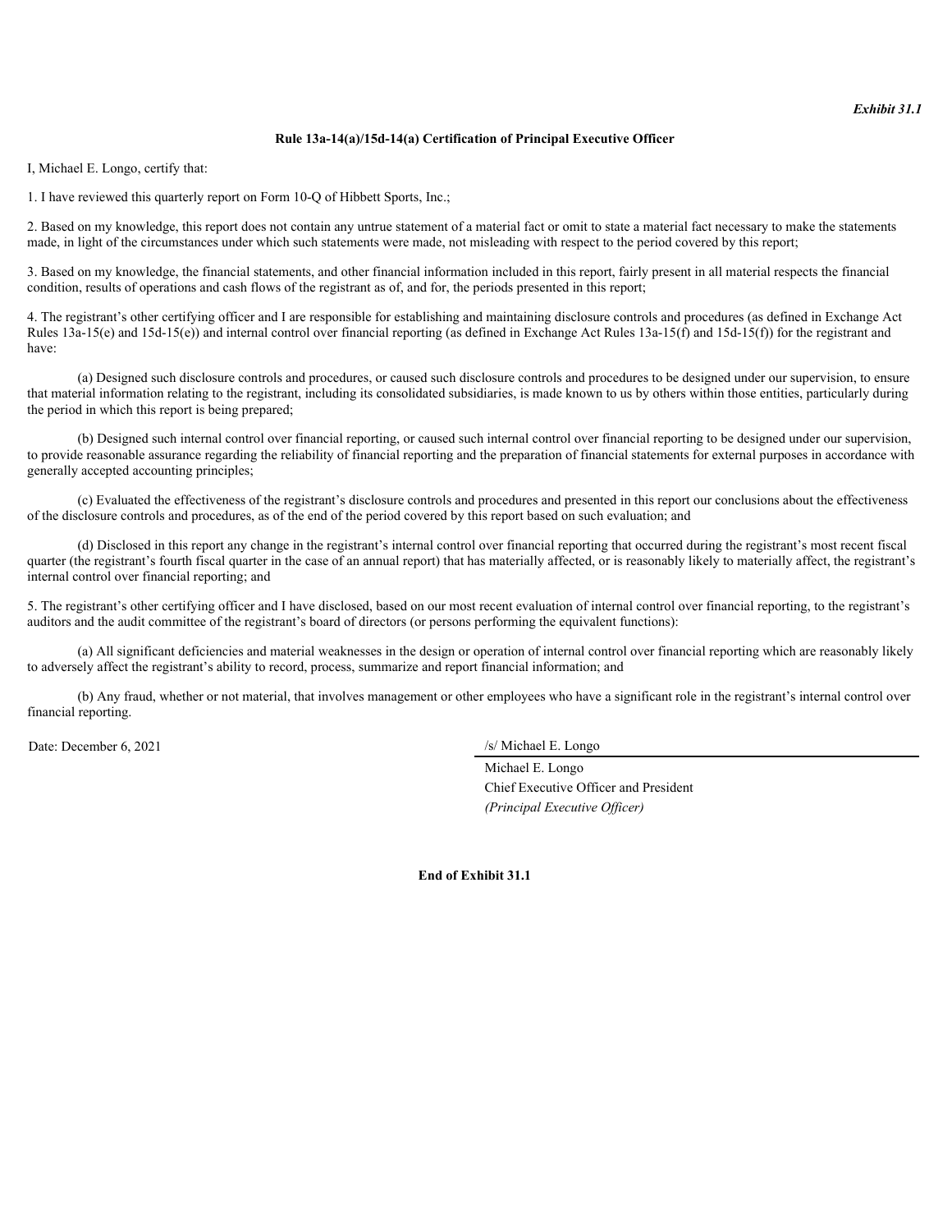*Exhibit 31.1*

**Rule 13a-14(a)/15d-14(a) Certification of Principal Executive Officer**

I, Michael E. Longo, certify that:

1. I have reviewed this quarterly report on Form 10-Q of Hibbett Sports, Inc.;

2. Based on my knowledge, this report does not contain any untrue statement of a material fact or omit to state a material fact necessary to make the statements made, in light of the circumstances under which such statements were made, not misleading with respect to the period covered by this report;

3. Based on my knowledge, the financial statements, and other financial information included in this report, fairly present in all material respects the financial condition, results of operations and cash flows of the registrant as of, and for, the periods presented in this report;

4. The registrant's other certifying officer and I are responsible for establishing and maintaining disclosure controls and procedures (as defined in Exchange Act Rules 13a-15(e) and 15d-15(e)) and internal control over financial reporting (as defined in Exchange Act Rules 13a-15(f) and 15d-15(f)) for the registrant and have:

(a) Designed such disclosure controls and procedures, or caused such disclosure controls and procedures to be designed under our supervision, to ensure that material information relating to the registrant, including its consolidated subsidiaries, is made known to us by others within those entities, particularly during the period in which this report is being prepared;

(b) Designed such internal control over financial reporting, or caused such internal control over financial reporting to be designed under our supervision, to provide reasonable assurance regarding the reliability of financial reporting and the preparation of financial statements for external purposes in accordance with generally accepted accounting principles;

(c) Evaluated the effectiveness of the registrant's disclosure controls and procedures and presented in this report our conclusions about the effectiveness of the disclosure controls and procedures, as of the end of the period covered by this report based on such evaluation; and

(d) Disclosed in this report any change in the registrant's internal control over financial reporting that occurred during the registrant's most recent fiscal quarter (the registrant's fourth fiscal quarter in the case of an annual report) that has materially affected, or is reasonably likely to materially affect, the registrant's internal control over financial reporting; and

5. The registrant's other certifying officer and I have disclosed, based on our most recent evaluation of internal control over financial reporting, to the registrant's auditors and the audit committee of the registrant's board of directors (or persons performing the equivalent functions):

(a) All significant deficiencies and material weaknesses in the design or operation of internal control over financial reporting which are reasonably likely to adversely affect the registrant's ability to record, process, summarize and report financial information; and

(b) Any fraud, whether or not material, that involves management or other employees who have a significant role in the registrant's internal control over financial reporting.

Date: December 6, 2021

/s/ Michael E. Longo

Michael E. Longo
Chief Executive Officer and President
*(Principal Executive Officer)*

**End of Exhibit 31.1**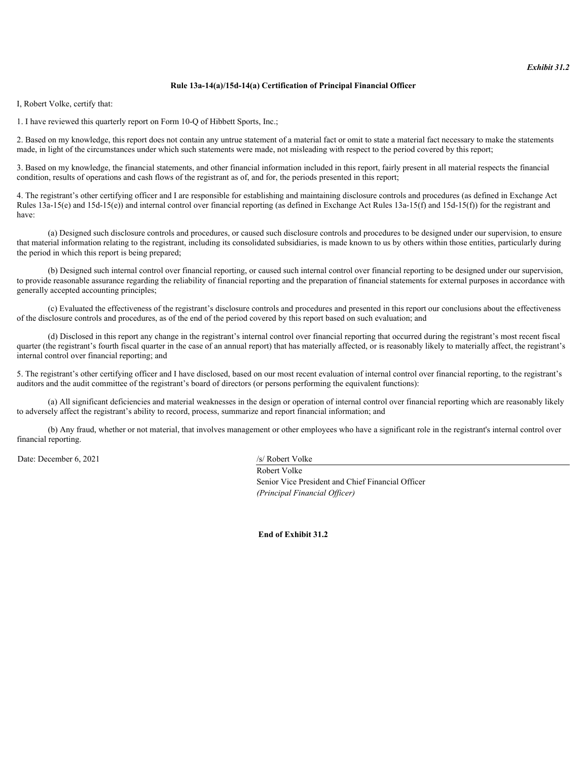*Exhibit 31.2*

**Rule 13a-14(a)/15d-14(a) Certification of Principal Financial Officer**

I, Robert Volke, certify that:

1. I have reviewed this quarterly report on Form 10-Q of Hibbett Sports, Inc.;

2. Based on my knowledge, this report does not contain any untrue statement of a material fact or omit to state a material fact necessary to make the statements made, in light of the circumstances under which such statements were made, not misleading with respect to the period covered by this report;

3. Based on my knowledge, the financial statements, and other financial information included in this report, fairly present in all material respects the financial condition, results of operations and cash flows of the registrant as of, and for, the periods presented in this report;

4. The registrant's other certifying officer and I are responsible for establishing and maintaining disclosure controls and procedures (as defined in Exchange Act Rules 13a-15(e) and 15d-15(e)) and internal control over financial reporting (as defined in Exchange Act Rules 13a-15(f) and 15d-15(f)) for the registrant and have:

(a) Designed such disclosure controls and procedures, or caused such disclosure controls and procedures to be designed under our supervision, to ensure that material information relating to the registrant, including its consolidated subsidiaries, is made known to us by others within those entities, particularly during the period in which this report is being prepared;

(b) Designed such internal control over financial reporting, or caused such internal control over financial reporting to be designed under our supervision, to provide reasonable assurance regarding the reliability of financial reporting and the preparation of financial statements for external purposes in accordance with generally accepted accounting principles;

(c) Evaluated the effectiveness of the registrant's disclosure controls and procedures and presented in this report our conclusions about the effectiveness of the disclosure controls and procedures, as of the end of the period covered by this report based on such evaluation; and

(d) Disclosed in this report any change in the registrant's internal control over financial reporting that occurred during the registrant's most recent fiscal quarter (the registrant's fourth fiscal quarter in the case of an annual report) that has materially affected, or is reasonably likely to materially affect, the registrant's internal control over financial reporting; and

5. The registrant's other certifying officer and I have disclosed, based on our most recent evaluation of internal control over financial reporting, to the registrant's auditors and the audit committee of the registrant's board of directors (or persons performing the equivalent functions):

(a) All significant deficiencies and material weaknesses in the design or operation of internal control over financial reporting which are reasonably likely to adversely affect the registrant's ability to record, process, summarize and report financial information; and

(b) Any fraud, whether or not material, that involves management or other employees who have a significant role in the registrant's internal control over financial reporting.

Date: December 6, 2021

/s/ Robert Volke
Robert Volke
Senior Vice President and Chief Financial Officer
*(Principal Financial Officer)*

**End of Exhibit 31.2**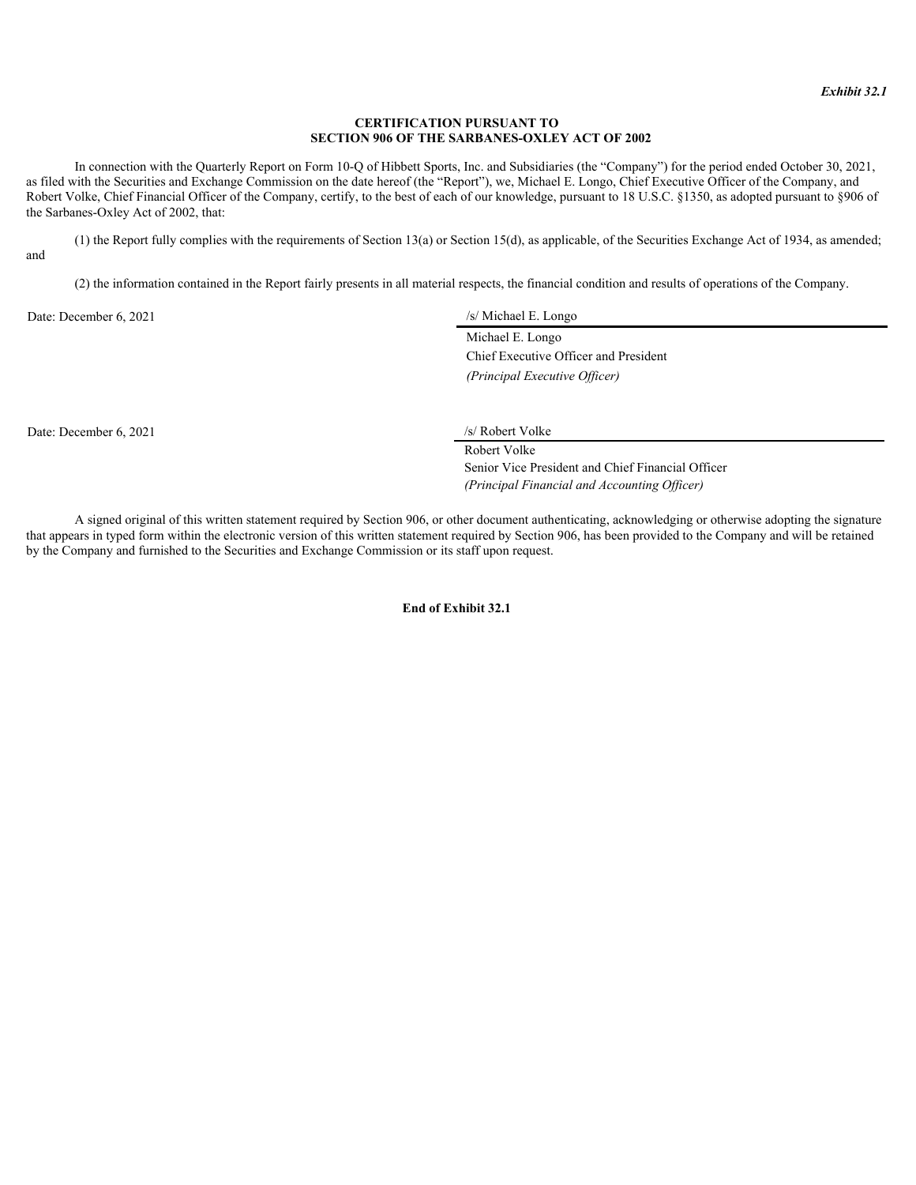*Exhibit 32.1*

**CERTIFICATION PURSUANT TO**
**SECTION 906 OF THE SARBANES-OXLEY ACT OF 2002**

In connection with the Quarterly Report on Form 10-Q of Hibbett Sports, Inc. and Subsidiaries (the "Company") for the period ended October 30, 2021, as filed with the Securities and Exchange Commission on the date hereof (the "Report"), we, Michael E. Longo, Chief Executive Officer of the Company, and Robert Volke, Chief Financial Officer of the Company, certify, to the best of each of our knowledge, pursuant to 18 U.S.C. §1350, as adopted pursuant to §906 of the Sarbanes-Oxley Act of 2002, that:

(1) the Report fully complies with the requirements of Section 13(a) or Section 15(d), as applicable, of the Securities Exchange Act of 1934, as amended; and

(2) the information contained in the Report fairly presents in all material respects, the financial condition and results of operations of the Company.

Date: December 6, 2021

/s/ Michael E. Longo
Michael E. Longo
Chief Executive Officer and President
*(Principal Executive Officer)*

Date: December 6, 2021

/s/ Robert Volke
Robert Volke
Senior Vice President and Chief Financial Officer
*(Principal Financial and Accounting Officer)*

A signed original of this written statement required by Section 906, or other document authenticating, acknowledging or otherwise adopting the signature that appears in typed form within the electronic version of this written statement required by Section 906, has been provided to the Company and will be retained by the Company and furnished to the Securities and Exchange Commission or its staff upon request.

**End of Exhibit 32.1**